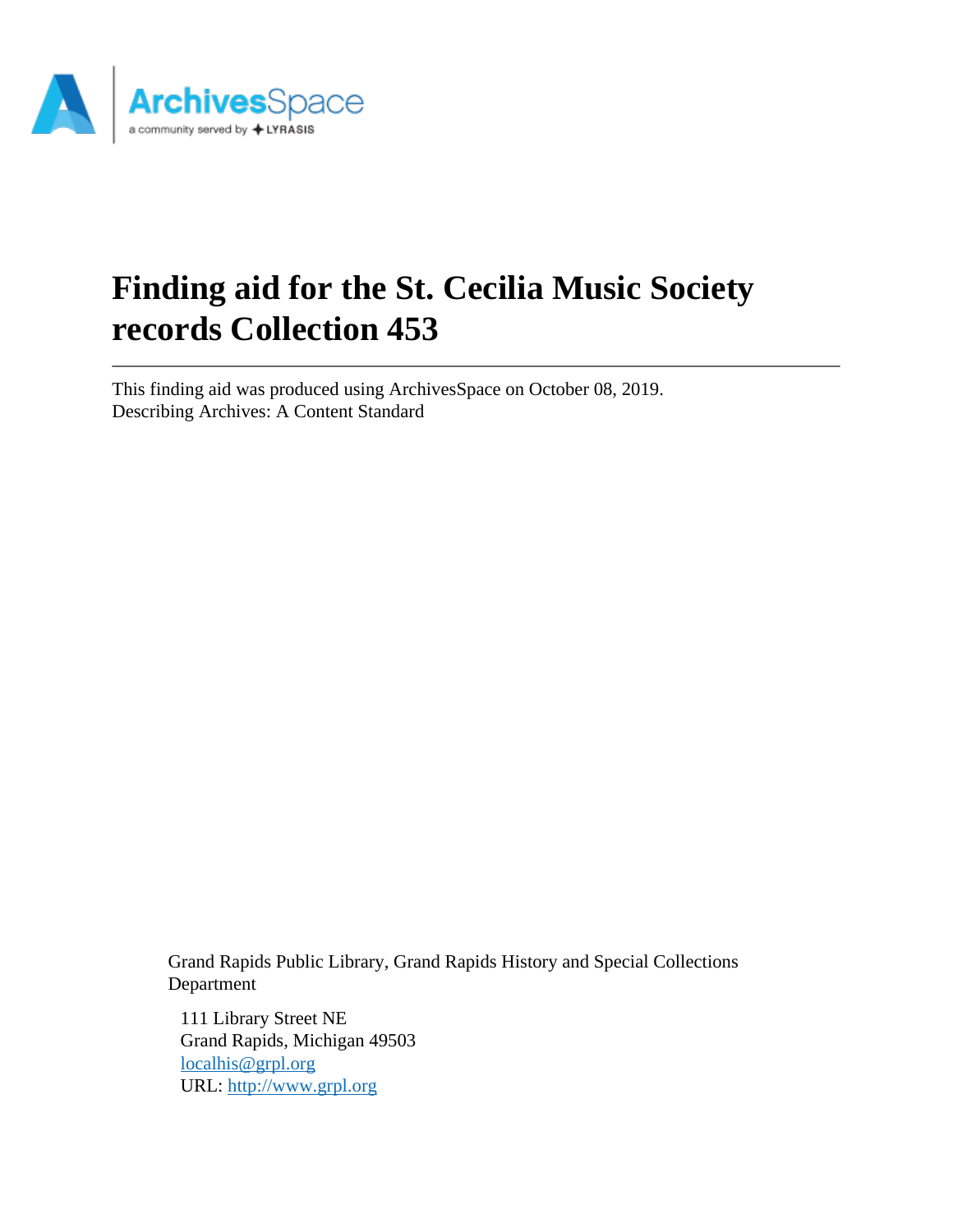# Finding aid for the St. Cecilia Music Society records Collection 453

This finding aid was produced using ArchivesSpace on October 08, 2019.
Describing Archives: A Content Standard

Grand Rapids Public Library, Grand Rapids History and Special Collections Department

111 Library Street NE
Grand Rapids, Michigan 49503
localhis@grpl.org
URL: http://www.grpl.org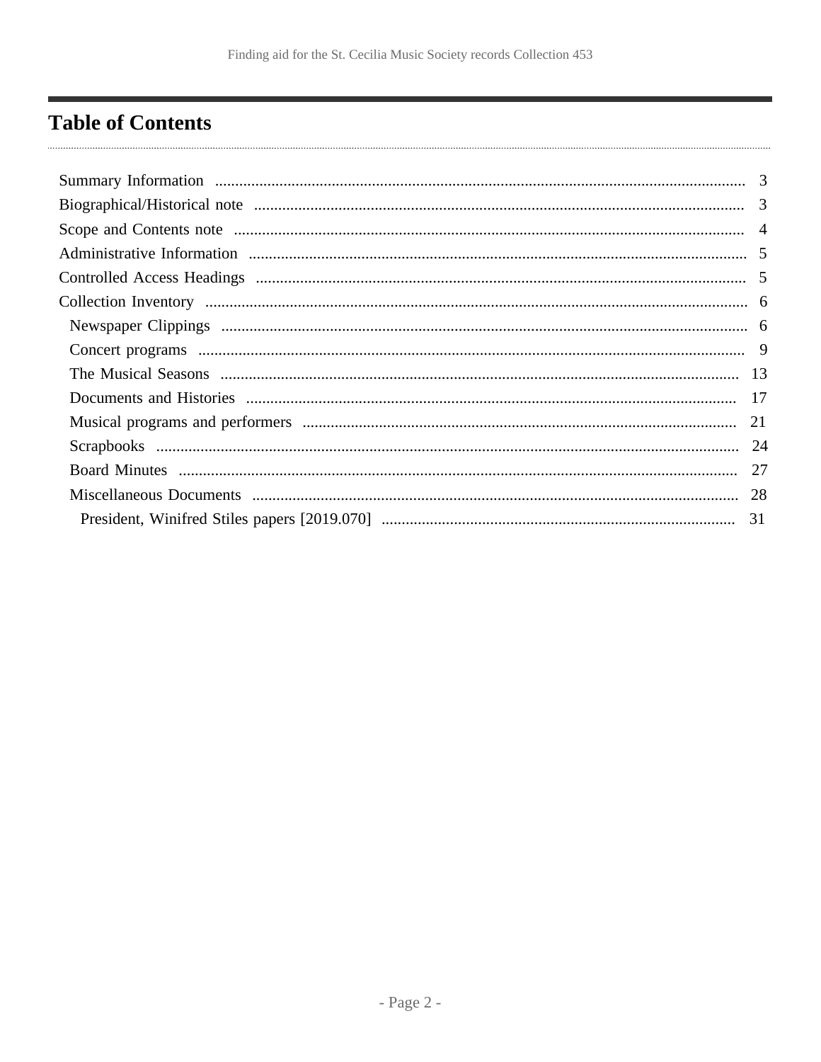# Table of Contents

- Summary Information ........ 3
- Biographical/Historical note ........ 3
- Scope and Contents note ........ 4
- Administrative Information ........ 5
- Controlled Access Headings ........ 5
- Collection Inventory ........ 6
  - Newspaper Clippings ........ 6
  - Concert programs ........ 9
  - The Musical Seasons ........ 13
  - Documents and Histories ........ 17
  - Musical programs and performers ........ 21
  - Scrapbooks ........ 24
  - Board Minutes ........ 27
  - Miscellaneous Documents ........ 28
    - President, Winifred Stiles papers [2019.070] ........ 31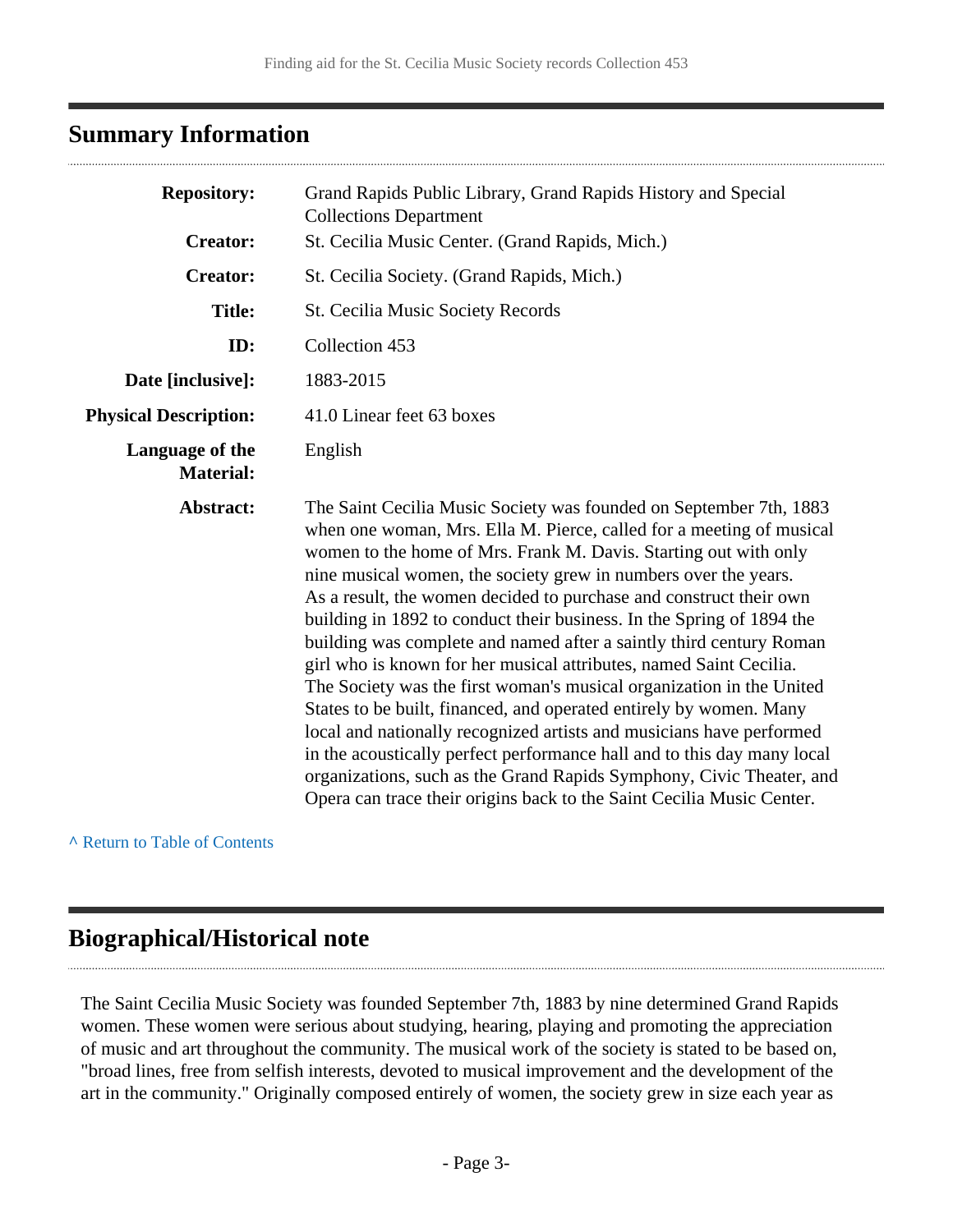## Summary Information

| | |
|---|---|
| **Repository:** | Grand Rapids Public Library, Grand Rapids History and Special Collections Department |
| **Creator:** | St. Cecilia Music Center. (Grand Rapids, Mich.) |
| **Creator:** | St. Cecilia Society. (Grand Rapids, Mich.) |
| **Title:** | St. Cecilia Music Society Records |
| **ID:** | Collection 453 |
| **Date [inclusive]:** | 1883-2015 |
| **Physical Description:** | 41.0 Linear feet 63 boxes |
| **Language of the Material:** | English |
| **Abstract:** | The Saint Cecilia Music Society was founded on September 7th, 1883 when one woman, Mrs. Ella M. Pierce, called for a meeting of musical women to the home of Mrs. Frank M. Davis. Starting out with only nine musical women, the society grew in numbers over the years. As a result, the women decided to purchase and construct their own building in 1892 to conduct their business. In the Spring of 1894 the building was complete and named after a saintly third century Roman girl who is known for her musical attributes, named Saint Cecilia. The Society was the first woman's musical organization in the United States to be built, financed, and operated entirely by women. Many local and nationally recognized artists and musicians have performed in the acoustically perfect performance hall and to this day many local organizations, such as the Grand Rapids Symphony, Civic Theater, and Opera can trace their origins back to the Saint Cecilia Music Center. |

^ Return to Table of Contents

## Biographical/Historical note

The Saint Cecilia Music Society was founded September 7th, 1883 by nine determined Grand Rapids women. These women were serious about studying, hearing, playing and promoting the appreciation of music and art throughout the community. The musical work of the society is stated to be based on, "broad lines, free from selfish interests, devoted to musical improvement and the development of the art in the community." Originally composed entirely of women, the society grew in size each year as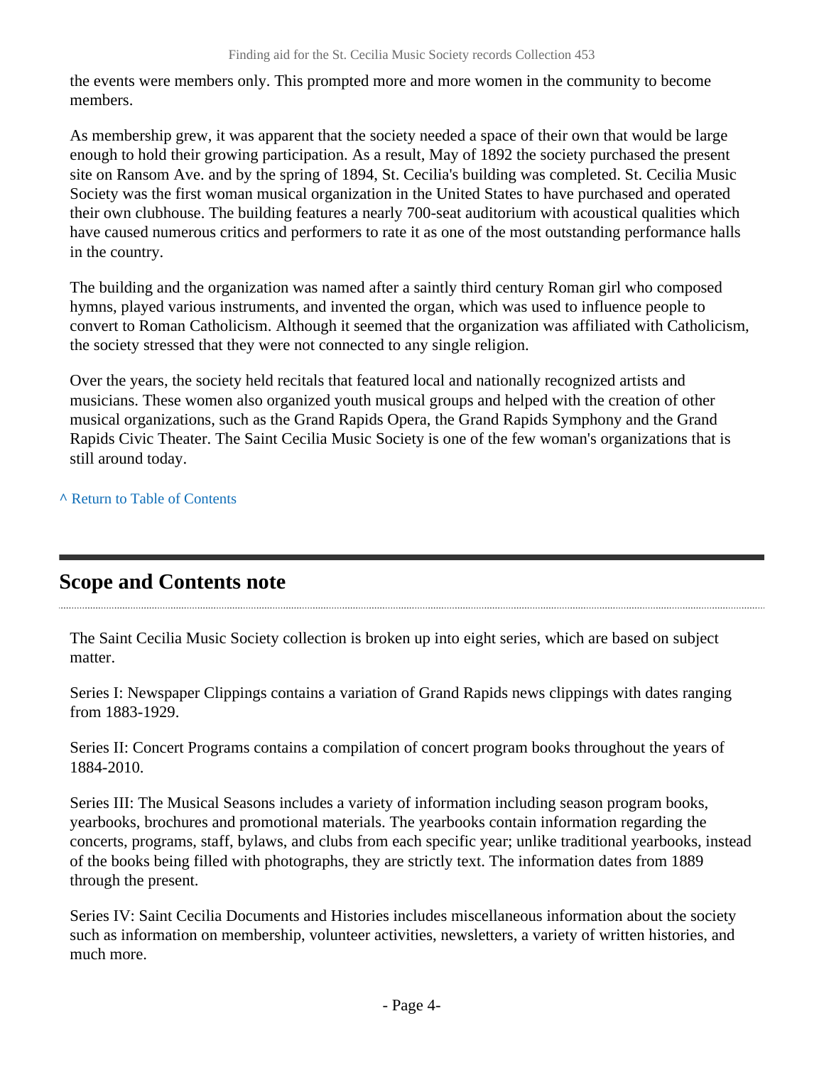the events were members only. This prompted more and more women in the community to become members.

As membership grew, it was apparent that the society needed a space of their own that would be large enough to hold their growing participation. As a result, May of 1892 the society purchased the present site on Ransom Ave. and by the spring of 1894, St. Cecilia's building was completed. St. Cecilia Music Society was the first woman musical organization in the United States to have purchased and operated their own clubhouse. The building features a nearly 700-seat auditorium with acoustical qualities which have caused numerous critics and performers to rate it as one of the most outstanding performance halls in the country.

The building and the organization was named after a saintly third century Roman girl who composed hymns, played various instruments, and invented the organ, which was used to influence people to convert to Roman Catholicism. Although it seemed that the organization was affiliated with Catholicism, the society stressed that they were not connected to any single religion.

Over the years, the society held recitals that featured local and nationally recognized artists and musicians. These women also organized youth musical groups and helped with the creation of other musical organizations, such as the Grand Rapids Opera, the Grand Rapids Symphony and the Grand Rapids Civic Theater. The Saint Cecilia Music Society is one of the few woman's organizations that is still around today.

^ Return to Table of Contents

## Scope and Contents note

The Saint Cecilia Music Society collection is broken up into eight series, which are based on subject matter.

Series I: Newspaper Clippings contains a variation of Grand Rapids news clippings with dates ranging from 1883-1929.

Series II: Concert Programs contains a compilation of concert program books throughout the years of 1884-2010.

Series III: The Musical Seasons includes a variety of information including season program books, yearbooks, brochures and promotional materials. The yearbooks contain information regarding the concerts, programs, staff, bylaws, and clubs from each specific year; unlike traditional yearbooks, instead of the books being filled with photographs, they are strictly text. The information dates from 1889 through the present.

Series IV: Saint Cecilia Documents and Histories includes miscellaneous information about the society such as information on membership, volunteer activities, newsletters, a variety of written histories, and much more.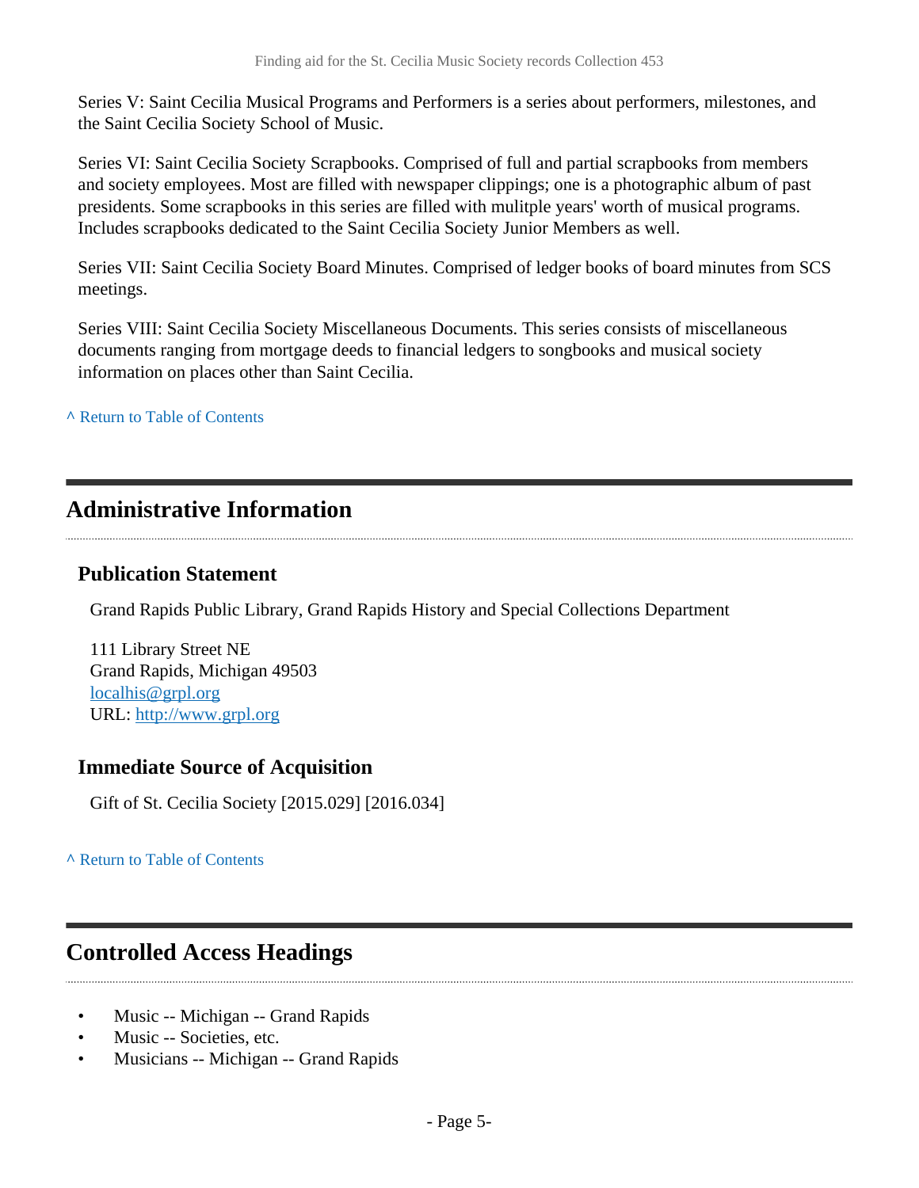Series V: Saint Cecilia Musical Programs and Performers is a series about performers, milestones, and the Saint Cecilia Society School of Music.

Series VI: Saint Cecilia Society Scrapbooks. Comprised of full and partial scrapbooks from members and society employees. Most are filled with newspaper clippings; one is a photographic album of past presidents. Some scrapbooks in this series are filled with mulitple years' worth of musical programs. Includes scrapbooks dedicated to the Saint Cecilia Society Junior Members as well.

Series VII: Saint Cecilia Society Board Minutes. Comprised of ledger books of board minutes from SCS meetings.

Series VIII: Saint Cecilia Society Miscellaneous Documents. This series consists of miscellaneous documents ranging from mortgage deeds to financial ledgers to songbooks and musical society information on places other than Saint Cecilia.

^ Return to Table of Contents

## Administrative Information

### Publication Statement

Grand Rapids Public Library, Grand Rapids History and Special Collections Department

111 Library Street NE
Grand Rapids, Michigan 49503
localhis@grpl.org
URL: http://www.grpl.org

### Immediate Source of Acquisition

Gift of St. Cecilia Society [2015.029] [2016.034]

^ Return to Table of Contents

## Controlled Access Headings

- Music -- Michigan -- Grand Rapids
- Music -- Societies, etc.
- Musicians -- Michigan -- Grand Rapids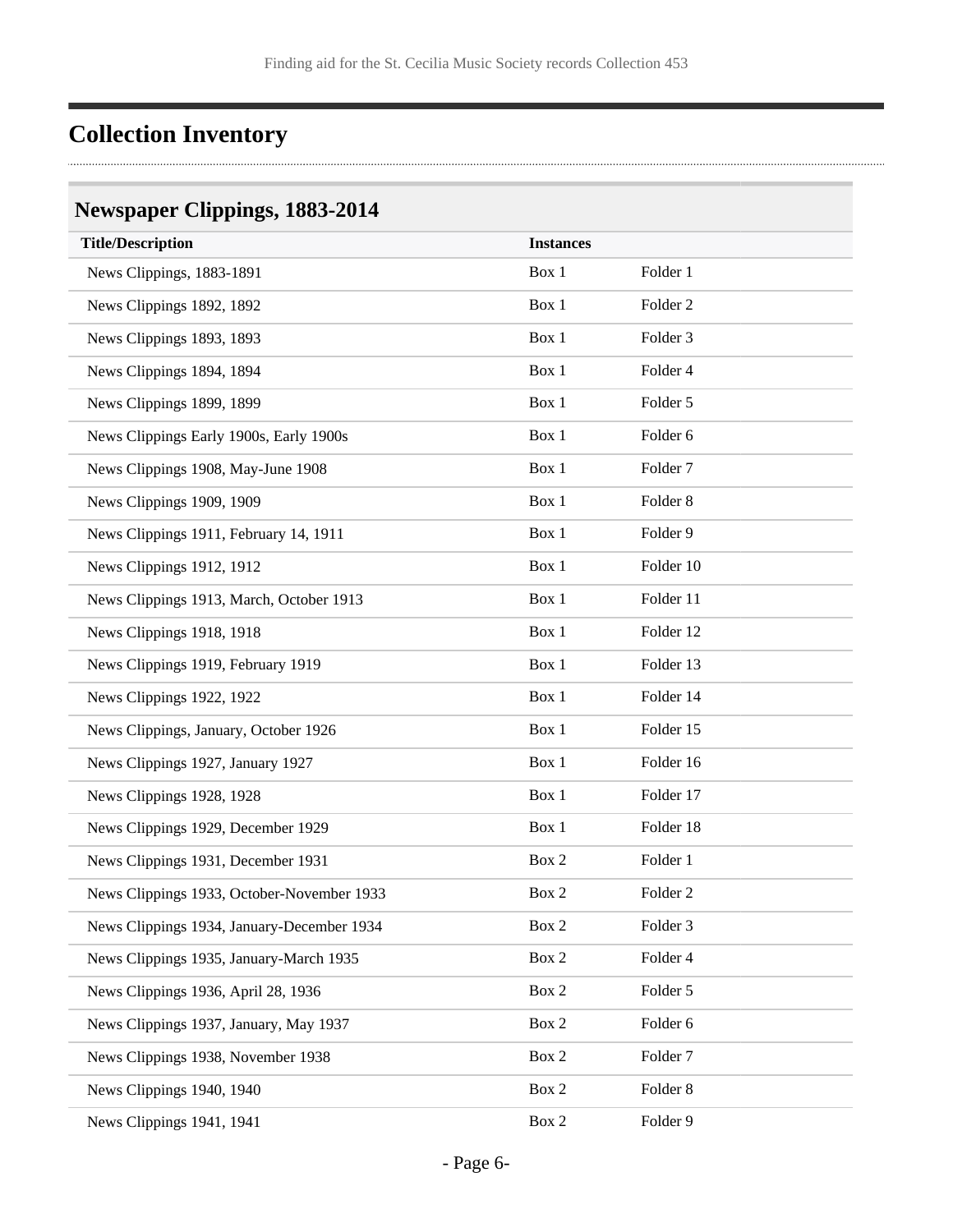## Collection Inventory

### Newspaper Clippings, 1883-2014

| Title/Description | Instances | |
|---|---|---|
| News Clippings, 1883-1891 | Box 1 | Folder 1 |
| News Clippings 1892, 1892 | Box 1 | Folder 2 |
| News Clippings 1893, 1893 | Box 1 | Folder 3 |
| News Clippings 1894, 1894 | Box 1 | Folder 4 |
| News Clippings 1899, 1899 | Box 1 | Folder 5 |
| News Clippings Early 1900s, Early 1900s | Box 1 | Folder 6 |
| News Clippings 1908, May-June 1908 | Box 1 | Folder 7 |
| News Clippings 1909, 1909 | Box 1 | Folder 8 |
| News Clippings 1911, February 14, 1911 | Box 1 | Folder 9 |
| News Clippings 1912, 1912 | Box 1 | Folder 10 |
| News Clippings 1913, March, October 1913 | Box 1 | Folder 11 |
| News Clippings 1918, 1918 | Box 1 | Folder 12 |
| News Clippings 1919, February 1919 | Box 1 | Folder 13 |
| News Clippings 1922, 1922 | Box 1 | Folder 14 |
| News Clippings, January, October 1926 | Box 1 | Folder 15 |
| News Clippings 1927, January 1927 | Box 1 | Folder 16 |
| News Clippings 1928, 1928 | Box 1 | Folder 17 |
| News Clippings 1929, December 1929 | Box 1 | Folder 18 |
| News Clippings 1931, December 1931 | Box 2 | Folder 1 |
| News Clippings 1933, October-November 1933 | Box 2 | Folder 2 |
| News Clippings 1934, January-December 1934 | Box 2 | Folder 3 |
| News Clippings 1935, January-March 1935 | Box 2 | Folder 4 |
| News Clippings 1936, April 28, 1936 | Box 2 | Folder 5 |
| News Clippings 1937, January, May 1937 | Box 2 | Folder 6 |
| News Clippings 1938, November 1938 | Box 2 | Folder 7 |
| News Clippings 1940, 1940 | Box 2 | Folder 8 |
| News Clippings 1941, 1941 | Box 2 | Folder 9 |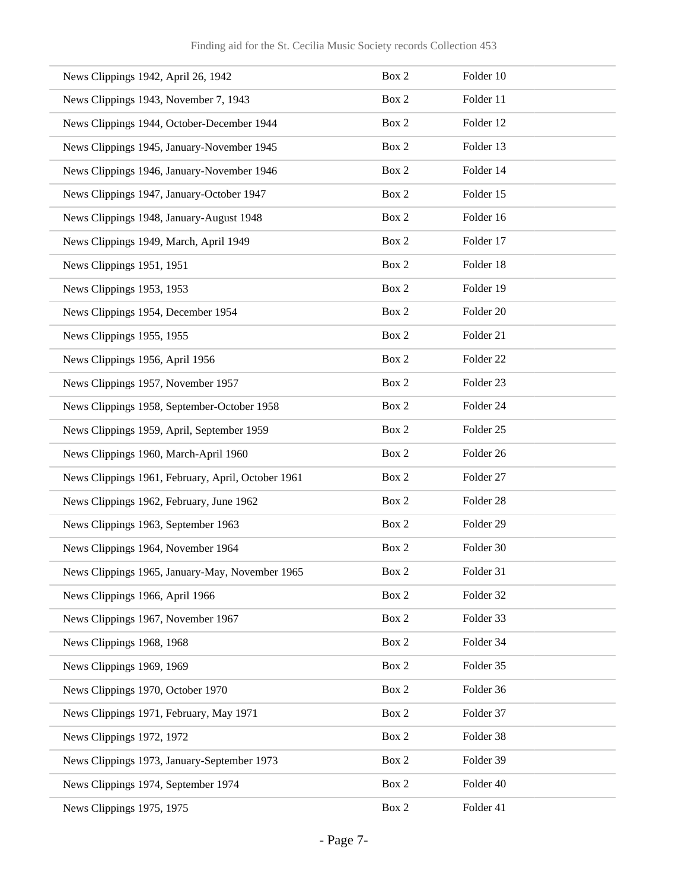| | | |
|---|---|---|
| News Clippings 1942, April 26, 1942 | Box 2 | Folder 10 |
| News Clippings 1943, November 7, 1943 | Box 2 | Folder 11 |
| News Clippings 1944, October-December 1944 | Box 2 | Folder 12 |
| News Clippings 1945, January-November 1945 | Box 2 | Folder 13 |
| News Clippings 1946, January-November 1946 | Box 2 | Folder 14 |
| News Clippings 1947, January-October 1947 | Box 2 | Folder 15 |
| News Clippings 1948, January-August 1948 | Box 2 | Folder 16 |
| News Clippings 1949, March, April 1949 | Box 2 | Folder 17 |
| News Clippings 1951, 1951 | Box 2 | Folder 18 |
| News Clippings 1953, 1953 | Box 2 | Folder 19 |
| News Clippings 1954, December 1954 | Box 2 | Folder 20 |
| News Clippings 1955, 1955 | Box 2 | Folder 21 |
| News Clippings 1956, April 1956 | Box 2 | Folder 22 |
| News Clippings 1957, November 1957 | Box 2 | Folder 23 |
| News Clippings 1958, September-October 1958 | Box 2 | Folder 24 |
| News Clippings 1959, April, September 1959 | Box 2 | Folder 25 |
| News Clippings 1960, March-April 1960 | Box 2 | Folder 26 |
| News Clippings 1961, February, April, October 1961 | Box 2 | Folder 27 |
| News Clippings 1962, February, June 1962 | Box 2 | Folder 28 |
| News Clippings 1963, September 1963 | Box 2 | Folder 29 |
| News Clippings 1964, November 1964 | Box 2 | Folder 30 |
| News Clippings 1965, January-May, November 1965 | Box 2 | Folder 31 |
| News Clippings 1966, April 1966 | Box 2 | Folder 32 |
| News Clippings 1967, November 1967 | Box 2 | Folder 33 |
| News Clippings 1968, 1968 | Box 2 | Folder 34 |
| News Clippings 1969, 1969 | Box 2 | Folder 35 |
| News Clippings 1970, October 1970 | Box 2 | Folder 36 |
| News Clippings 1971, February, May 1971 | Box 2 | Folder 37 |
| News Clippings 1972, 1972 | Box 2 | Folder 38 |
| News Clippings 1973, January-September 1973 | Box 2 | Folder 39 |
| News Clippings 1974, September 1974 | Box 2 | Folder 40 |
| News Clippings 1975, 1975 | Box 2 | Folder 41 |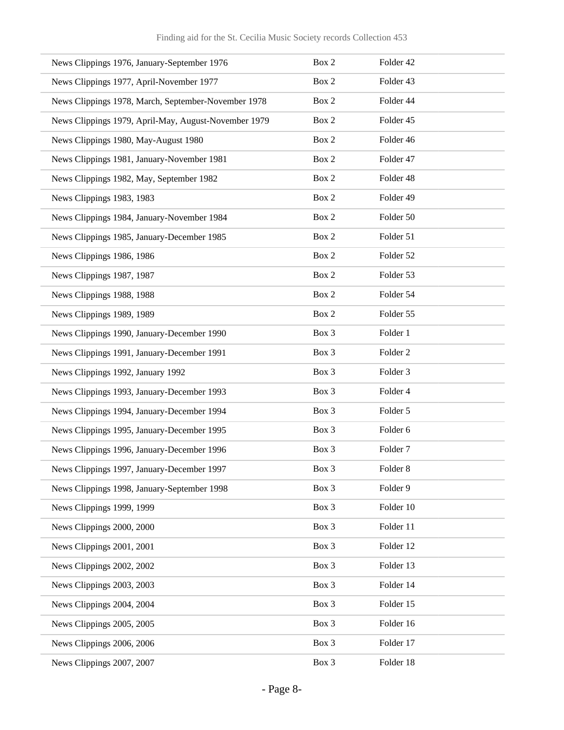| | | |
|---|---|---|
| News Clippings 1976, January-September 1976 | Box 2 | Folder 42 |
| News Clippings 1977, April-November 1977 | Box 2 | Folder 43 |
| News Clippings 1978, March, September-November 1978 | Box 2 | Folder 44 |
| News Clippings 1979, April-May, August-November 1979 | Box 2 | Folder 45 |
| News Clippings 1980, May-August 1980 | Box 2 | Folder 46 |
| News Clippings 1981, January-November 1981 | Box 2 | Folder 47 |
| News Clippings 1982, May, September 1982 | Box 2 | Folder 48 |
| News Clippings 1983, 1983 | Box 2 | Folder 49 |
| News Clippings 1984, January-November 1984 | Box 2 | Folder 50 |
| News Clippings 1985, January-December 1985 | Box 2 | Folder 51 |
| News Clippings 1986, 1986 | Box 2 | Folder 52 |
| News Clippings 1987, 1987 | Box 2 | Folder 53 |
| News Clippings 1988, 1988 | Box 2 | Folder 54 |
| News Clippings 1989, 1989 | Box 2 | Folder 55 |
| News Clippings 1990, January-December 1990 | Box 3 | Folder 1 |
| News Clippings 1991, January-December 1991 | Box 3 | Folder 2 |
| News Clippings 1992, January 1992 | Box 3 | Folder 3 |
| News Clippings 1993, January-December 1993 | Box 3 | Folder 4 |
| News Clippings 1994, January-December 1994 | Box 3 | Folder 5 |
| News Clippings 1995, January-December 1995 | Box 3 | Folder 6 |
| News Clippings 1996, January-December 1996 | Box 3 | Folder 7 |
| News Clippings 1997, January-December 1997 | Box 3 | Folder 8 |
| News Clippings 1998, January-September 1998 | Box 3 | Folder 9 |
| News Clippings 1999, 1999 | Box 3 | Folder 10 |
| News Clippings 2000, 2000 | Box 3 | Folder 11 |
| News Clippings 2001, 2001 | Box 3 | Folder 12 |
| News Clippings 2002, 2002 | Box 3 | Folder 13 |
| News Clippings 2003, 2003 | Box 3 | Folder 14 |
| News Clippings 2004, 2004 | Box 3 | Folder 15 |
| News Clippings 2005, 2005 | Box 3 | Folder 16 |
| News Clippings 2006, 2006 | Box 3 | Folder 17 |
| News Clippings 2007, 2007 | Box 3 | Folder 18 |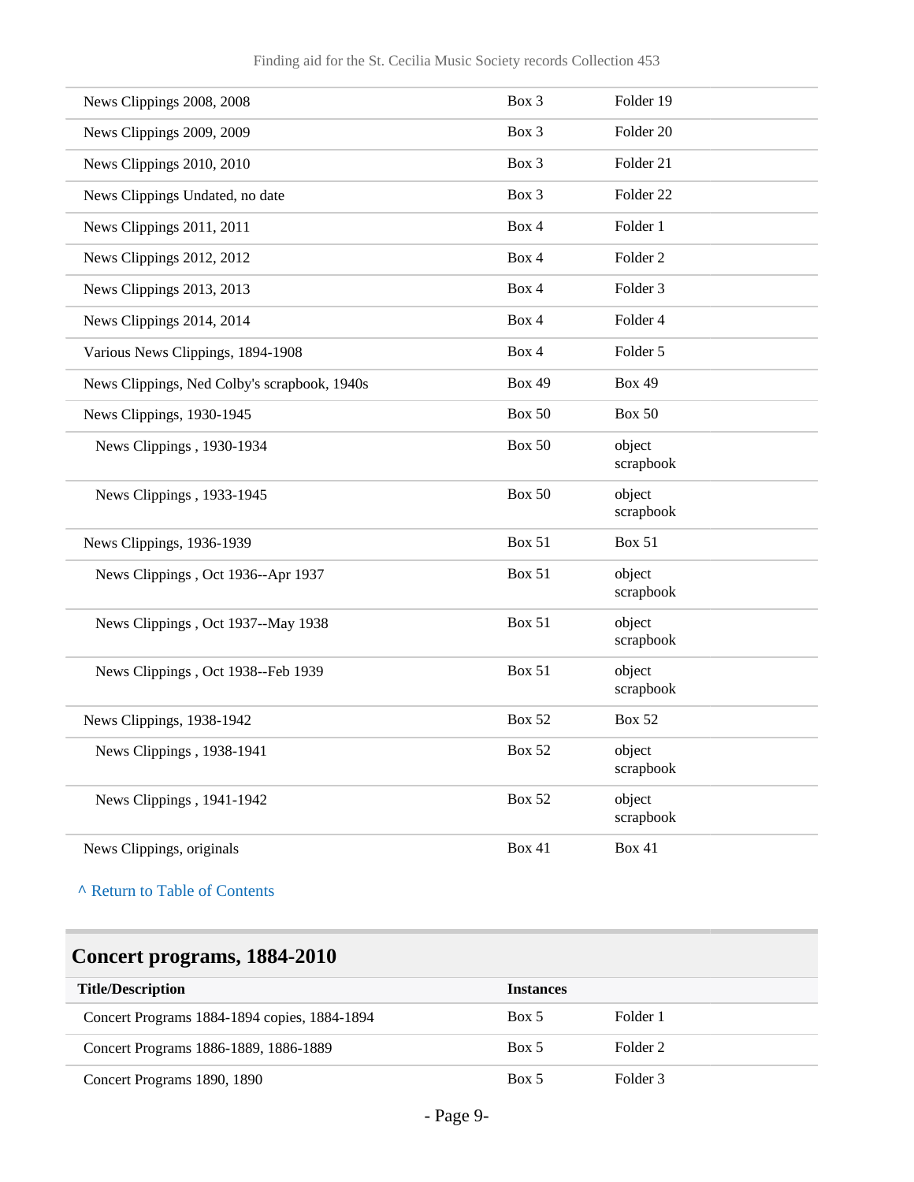| | | |
|---|---|---|
| News Clippings 2008, 2008 | Box 3 | Folder 19 |
| News Clippings 2009, 2009 | Box 3 | Folder 20 |
| News Clippings 2010, 2010 | Box 3 | Folder 21 |
| News Clippings Undated, no date | Box 3 | Folder 22 |
| News Clippings 2011, 2011 | Box 4 | Folder 1 |
| News Clippings 2012, 2012 | Box 4 | Folder 2 |
| News Clippings 2013, 2013 | Box 4 | Folder 3 |
| News Clippings 2014, 2014 | Box 4 | Folder 4 |
| Various News Clippings, 1894-1908 | Box 4 | Folder 5 |
| News Clippings, Ned Colby's scrapbook, 1940s | Box 49 | Box 49 |
| News Clippings, 1930-1945 | Box 50 | Box 50 |
| News Clippings , 1930-1934 | Box 50 | object scrapbook |
| News Clippings , 1933-1945 | Box 50 | object scrapbook |
| News Clippings, 1936-1939 | Box 51 | Box 51 |
| News Clippings , Oct 1936--Apr 1937 | Box 51 | object scrapbook |
| News Clippings , Oct 1937--May 1938 | Box 51 | object scrapbook |
| News Clippings , Oct 1938--Feb 1939 | Box 51 | object scrapbook |
| News Clippings, 1938-1942 | Box 52 | Box 52 |
| News Clippings , 1938-1941 | Box 52 | object scrapbook |
| News Clippings , 1941-1942 | Box 52 | object scrapbook |
| News Clippings, originals | Box 41 | Box 41 |

^ Return to Table of Contents

## Concert programs, 1884-2010

| Title/Description | Instances | |
|---|---|---|
| Concert Programs 1884-1894 copies, 1884-1894 | Box 5 | Folder 1 |
| Concert Programs 1886-1889, 1886-1889 | Box 5 | Folder 2 |
| Concert Programs 1890, 1890 | Box 5 | Folder 3 |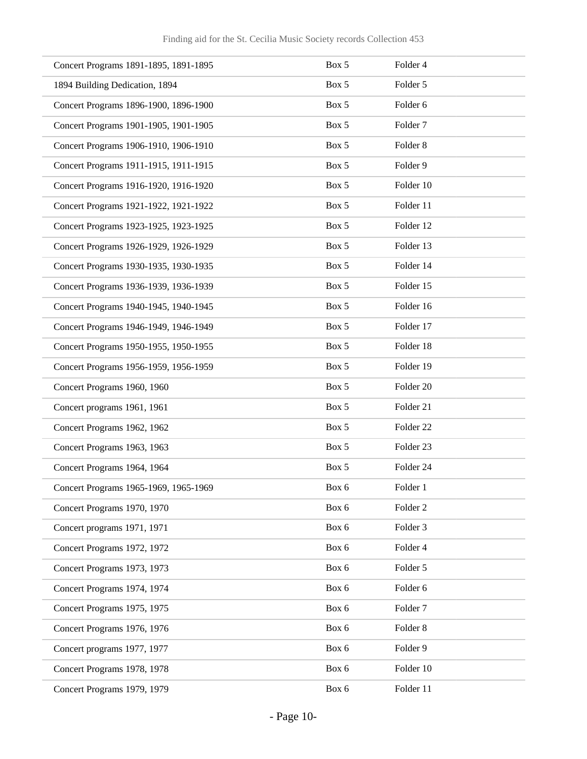| | | |
|---|---|---|
| Concert Programs 1891-1895, 1891-1895 | Box 5 | Folder 4 |
| 1894 Building Dedication, 1894 | Box 5 | Folder 5 |
| Concert Programs 1896-1900, 1896-1900 | Box 5 | Folder 6 |
| Concert Programs 1901-1905, 1901-1905 | Box 5 | Folder 7 |
| Concert Programs 1906-1910, 1906-1910 | Box 5 | Folder 8 |
| Concert Programs 1911-1915, 1911-1915 | Box 5 | Folder 9 |
| Concert Programs 1916-1920, 1916-1920 | Box 5 | Folder 10 |
| Concert Programs 1921-1922, 1921-1922 | Box 5 | Folder 11 |
| Concert Programs 1923-1925, 1923-1925 | Box 5 | Folder 12 |
| Concert Programs 1926-1929, 1926-1929 | Box 5 | Folder 13 |
| Concert Programs 1930-1935, 1930-1935 | Box 5 | Folder 14 |
| Concert Programs 1936-1939, 1936-1939 | Box 5 | Folder 15 |
| Concert Programs 1940-1945, 1940-1945 | Box 5 | Folder 16 |
| Concert Programs 1946-1949, 1946-1949 | Box 5 | Folder 17 |
| Concert Programs 1950-1955, 1950-1955 | Box 5 | Folder 18 |
| Concert Programs 1956-1959, 1956-1959 | Box 5 | Folder 19 |
| Concert Programs 1960, 1960 | Box 5 | Folder 20 |
| Concert programs 1961, 1961 | Box 5 | Folder 21 |
| Concert Programs 1962, 1962 | Box 5 | Folder 22 |
| Concert Programs 1963, 1963 | Box 5 | Folder 23 |
| Concert Programs 1964, 1964 | Box 5 | Folder 24 |
| Concert Programs 1965-1969, 1965-1969 | Box 6 | Folder 1 |
| Concert Programs 1970, 1970 | Box 6 | Folder 2 |
| Concert programs 1971, 1971 | Box 6 | Folder 3 |
| Concert Programs 1972, 1972 | Box 6 | Folder 4 |
| Concert Programs 1973, 1973 | Box 6 | Folder 5 |
| Concert Programs 1974, 1974 | Box 6 | Folder 6 |
| Concert Programs 1975, 1975 | Box 6 | Folder 7 |
| Concert Programs 1976, 1976 | Box 6 | Folder 8 |
| Concert programs 1977, 1977 | Box 6 | Folder 9 |
| Concert Programs 1978, 1978 | Box 6 | Folder 10 |
| Concert Programs 1979, 1979 | Box 6 | Folder 11 |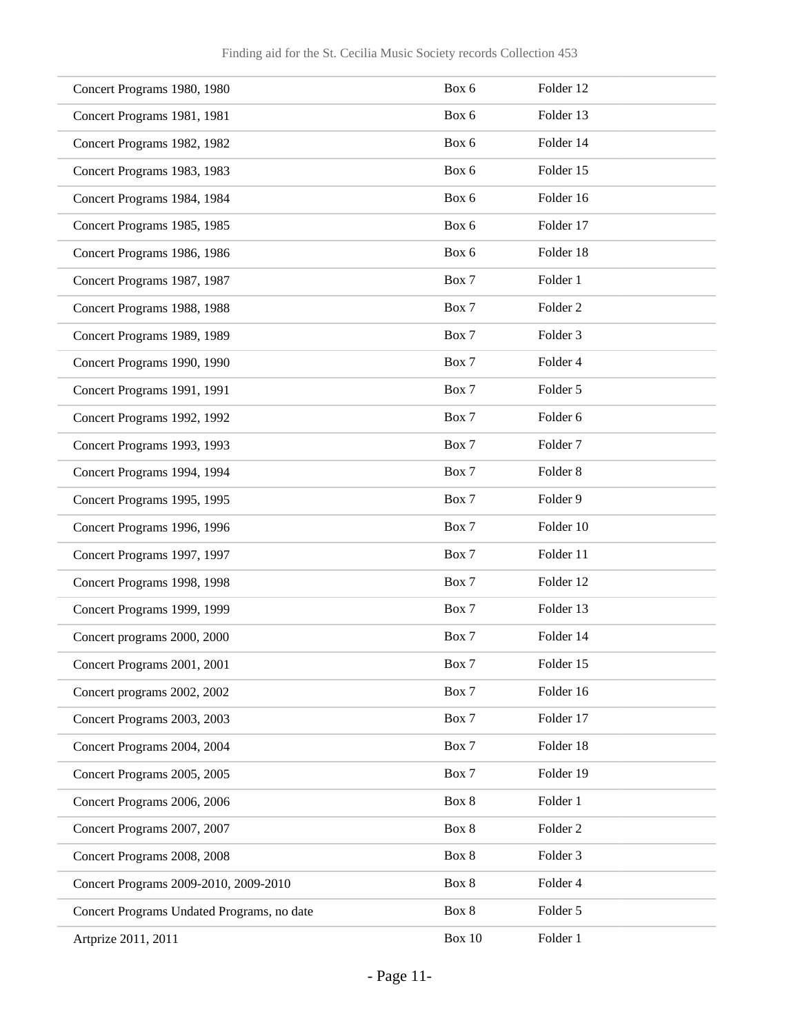| | | |
|---|---|---|
| Concert Programs 1980, 1980 | Box 6 | Folder 12 |
| Concert Programs 1981, 1981 | Box 6 | Folder 13 |
| Concert Programs 1982, 1982 | Box 6 | Folder 14 |
| Concert Programs 1983, 1983 | Box 6 | Folder 15 |
| Concert Programs 1984, 1984 | Box 6 | Folder 16 |
| Concert Programs 1985, 1985 | Box 6 | Folder 17 |
| Concert Programs 1986, 1986 | Box 6 | Folder 18 |
| Concert Programs 1987, 1987 | Box 7 | Folder 1 |
| Concert Programs 1988, 1988 | Box 7 | Folder 2 |
| Concert Programs 1989, 1989 | Box 7 | Folder 3 |
| Concert Programs 1990, 1990 | Box 7 | Folder 4 |
| Concert Programs 1991, 1991 | Box 7 | Folder 5 |
| Concert Programs 1992, 1992 | Box 7 | Folder 6 |
| Concert Programs 1993, 1993 | Box 7 | Folder 7 |
| Concert Programs 1994, 1994 | Box 7 | Folder 8 |
| Concert Programs 1995, 1995 | Box 7 | Folder 9 |
| Concert Programs 1996, 1996 | Box 7 | Folder 10 |
| Concert Programs 1997, 1997 | Box 7 | Folder 11 |
| Concert Programs 1998, 1998 | Box 7 | Folder 12 |
| Concert Programs 1999, 1999 | Box 7 | Folder 13 |
| Concert programs 2000, 2000 | Box 7 | Folder 14 |
| Concert Programs 2001, 2001 | Box 7 | Folder 15 |
| Concert programs 2002, 2002 | Box 7 | Folder 16 |
| Concert Programs 2003, 2003 | Box 7 | Folder 17 |
| Concert Programs 2004, 2004 | Box 7 | Folder 18 |
| Concert Programs 2005, 2005 | Box 7 | Folder 19 |
| Concert Programs 2006, 2006 | Box 8 | Folder 1 |
| Concert Programs 2007, 2007 | Box 8 | Folder 2 |
| Concert Programs 2008, 2008 | Box 8 | Folder 3 |
| Concert Programs 2009-2010, 2009-2010 | Box 8 | Folder 4 |
| Concert Programs Undated Programs, no date | Box 8 | Folder 5 |
| Artprize 2011, 2011 | Box 10 | Folder 1 |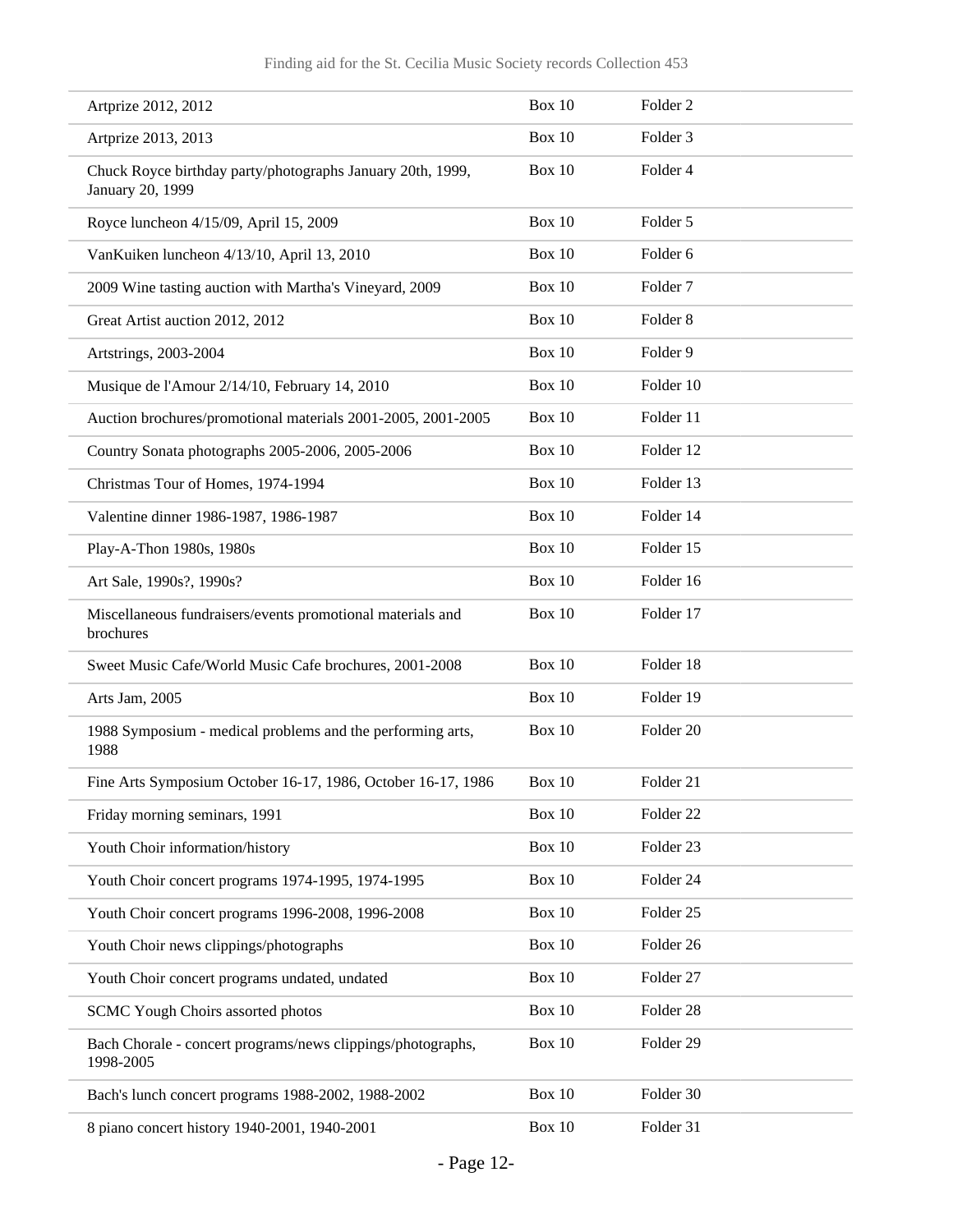| | | |
|---|---|---|
| Artprize 2012, 2012 | Box 10 | Folder 2 |
| Artprize 2013, 2013 | Box 10 | Folder 3 |
| Chuck Royce birthday party/photographs January 20th, 1999, January 20, 1999 | Box 10 | Folder 4 |
| Royce luncheon 4/15/09, April 15, 2009 | Box 10 | Folder 5 |
| VanKuiken luncheon 4/13/10, April 13, 2010 | Box 10 | Folder 6 |
| 2009 Wine tasting auction with Martha's Vineyard, 2009 | Box 10 | Folder 7 |
| Great Artist auction 2012, 2012 | Box 10 | Folder 8 |
| Artstrings, 2003-2004 | Box 10 | Folder 9 |
| Musique de l'Amour 2/14/10, February 14, 2010 | Box 10 | Folder 10 |
| Auction brochures/promotional materials 2001-2005, 2001-2005 | Box 10 | Folder 11 |
| Country Sonata photographs 2005-2006, 2005-2006 | Box 10 | Folder 12 |
| Christmas Tour of Homes, 1974-1994 | Box 10 | Folder 13 |
| Valentine dinner 1986-1987, 1986-1987 | Box 10 | Folder 14 |
| Play-A-Thon 1980s, 1980s | Box 10 | Folder 15 |
| Art Sale, 1990s?, 1990s? | Box 10 | Folder 16 |
| Miscellaneous fundraisers/events promotional materials and brochures | Box 10 | Folder 17 |
| Sweet Music Cafe/World Music Cafe brochures, 2001-2008 | Box 10 | Folder 18 |
| Arts Jam, 2005 | Box 10 | Folder 19 |
| 1988 Symposium - medical problems and the performing arts, 1988 | Box 10 | Folder 20 |
| Fine Arts Symposium October 16-17, 1986, October 16-17, 1986 | Box 10 | Folder 21 |
| Friday morning seminars, 1991 | Box 10 | Folder 22 |
| Youth Choir information/history | Box 10 | Folder 23 |
| Youth Choir concert programs 1974-1995, 1974-1995 | Box 10 | Folder 24 |
| Youth Choir concert programs 1996-2008, 1996-2008 | Box 10 | Folder 25 |
| Youth Choir news clippings/photographs | Box 10 | Folder 26 |
| Youth Choir concert programs undated, undated | Box 10 | Folder 27 |
| SCMC Yough Choirs assorted photos | Box 10 | Folder 28 |
| Bach Chorale - concert programs/news clippings/photographs, 1998-2005 | Box 10 | Folder 29 |
| Bach's lunch concert programs 1988-2002, 1988-2002 | Box 10 | Folder 30 |
| 8 piano concert history 1940-2001, 1940-2001 | Box 10 | Folder 31 |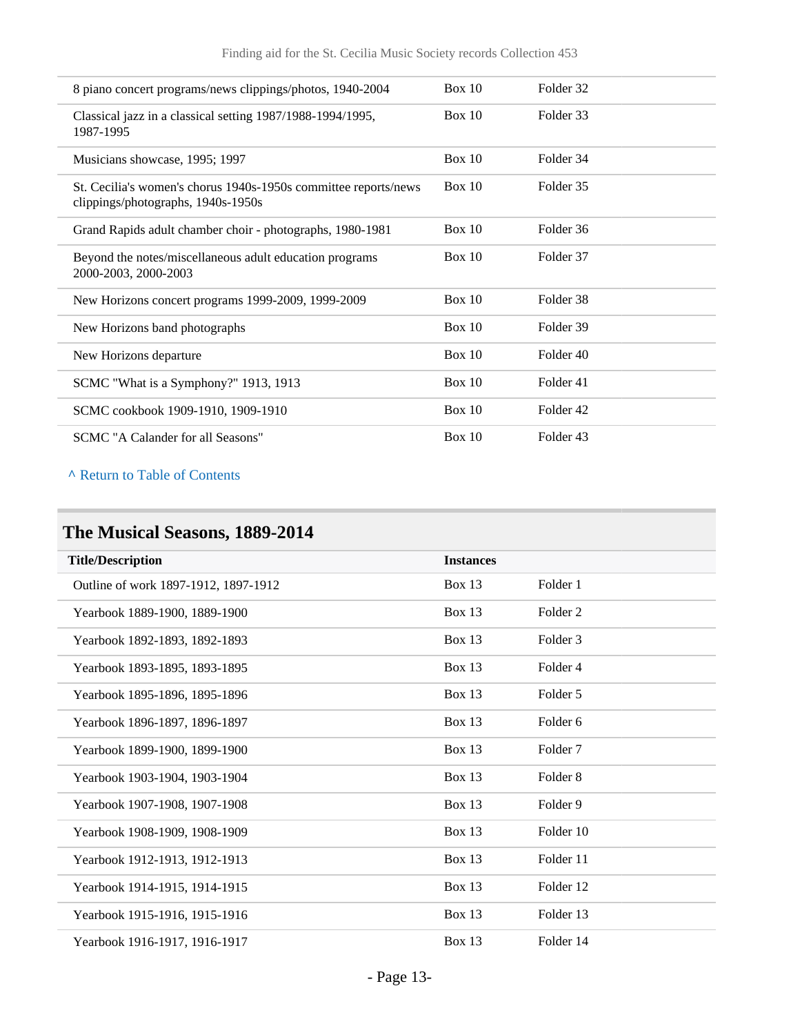| | | |
|---|---|---|
| 8 piano concert programs/news clippings/photos, 1940-2004 | Box 10 | Folder 32 |
| Classical jazz in a classical setting 1987/1988-1994/1995, 1987-1995 | Box 10 | Folder 33 |
| Musicians showcase, 1995; 1997 | Box 10 | Folder 34 |
| St. Cecilia's women's chorus 1940s-1950s committee reports/news clippings/photographs, 1940s-1950s | Box 10 | Folder 35 |
| Grand Rapids adult chamber choir - photographs, 1980-1981 | Box 10 | Folder 36 |
| Beyond the notes/miscellaneous adult education programs 2000-2003, 2000-2003 | Box 10 | Folder 37 |
| New Horizons concert programs 1999-2009, 1999-2009 | Box 10 | Folder 38 |
| New Horizons band photographs | Box 10 | Folder 39 |
| New Horizons departure | Box 10 | Folder 40 |
| SCMC "What is a Symphony?" 1913, 1913 | Box 10 | Folder 41 |
| SCMC cookbook 1909-1910, 1909-1910 | Box 10 | Folder 42 |
| SCMC "A Calander for all Seasons" | Box 10 | Folder 43 |

^ Return to Table of Contents

## The Musical Seasons, 1889-2014

| Title/Description | Instances | |
|---|---|---|
| Outline of work 1897-1912, 1897-1912 | Box 13 | Folder 1 |
| Yearbook 1889-1900, 1889-1900 | Box 13 | Folder 2 |
| Yearbook 1892-1893, 1892-1893 | Box 13 | Folder 3 |
| Yearbook 1893-1895, 1893-1895 | Box 13 | Folder 4 |
| Yearbook 1895-1896, 1895-1896 | Box 13 | Folder 5 |
| Yearbook 1896-1897, 1896-1897 | Box 13 | Folder 6 |
| Yearbook 1899-1900, 1899-1900 | Box 13 | Folder 7 |
| Yearbook 1903-1904, 1903-1904 | Box 13 | Folder 8 |
| Yearbook 1907-1908, 1907-1908 | Box 13 | Folder 9 |
| Yearbook 1908-1909, 1908-1909 | Box 13 | Folder 10 |
| Yearbook 1912-1913, 1912-1913 | Box 13 | Folder 11 |
| Yearbook 1914-1915, 1914-1915 | Box 13 | Folder 12 |
| Yearbook 1915-1916, 1915-1916 | Box 13 | Folder 13 |
| Yearbook 1916-1917, 1916-1917 | Box 13 | Folder 14 |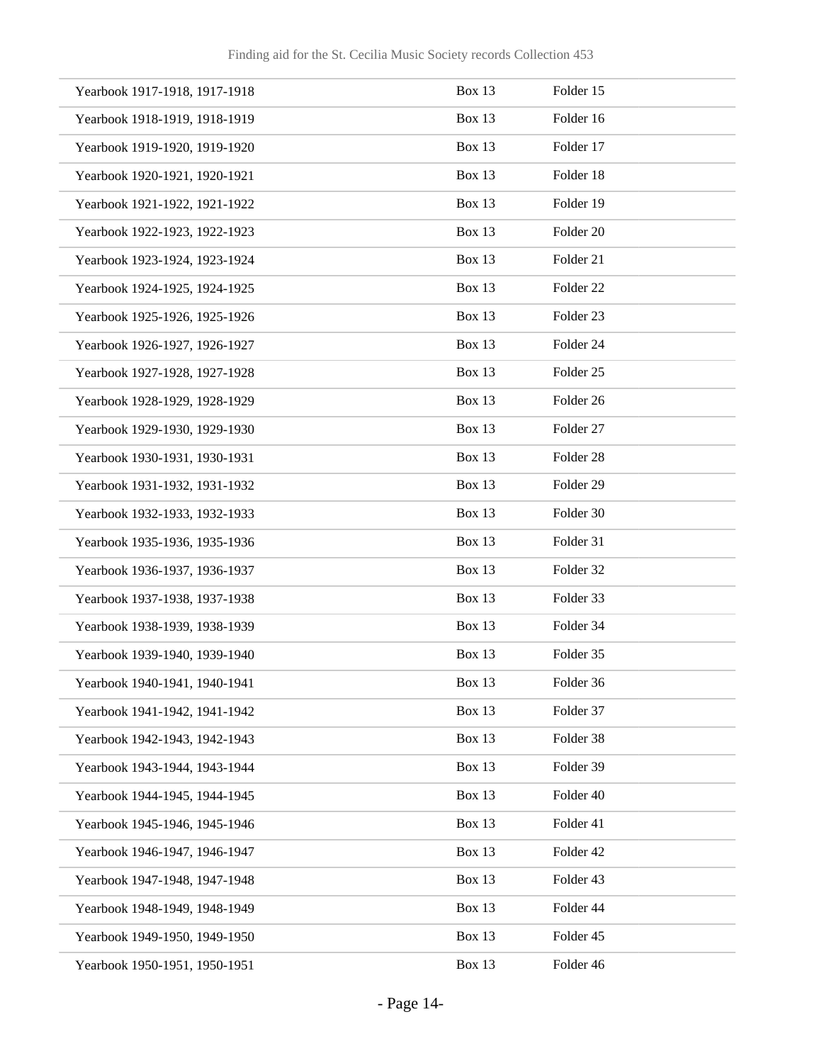| | | |
|---|---|---|
| Yearbook 1917-1918, 1917-1918 | Box 13 | Folder 15 |
| Yearbook 1918-1919, 1918-1919 | Box 13 | Folder 16 |
| Yearbook 1919-1920, 1919-1920 | Box 13 | Folder 17 |
| Yearbook 1920-1921, 1920-1921 | Box 13 | Folder 18 |
| Yearbook 1921-1922, 1921-1922 | Box 13 | Folder 19 |
| Yearbook 1922-1923, 1922-1923 | Box 13 | Folder 20 |
| Yearbook 1923-1924, 1923-1924 | Box 13 | Folder 21 |
| Yearbook 1924-1925, 1924-1925 | Box 13 | Folder 22 |
| Yearbook 1925-1926, 1925-1926 | Box 13 | Folder 23 |
| Yearbook 1926-1927, 1926-1927 | Box 13 | Folder 24 |
| Yearbook 1927-1928, 1927-1928 | Box 13 | Folder 25 |
| Yearbook 1928-1929, 1928-1929 | Box 13 | Folder 26 |
| Yearbook 1929-1930, 1929-1930 | Box 13 | Folder 27 |
| Yearbook 1930-1931, 1930-1931 | Box 13 | Folder 28 |
| Yearbook 1931-1932, 1931-1932 | Box 13 | Folder 29 |
| Yearbook 1932-1933, 1932-1933 | Box 13 | Folder 30 |
| Yearbook 1935-1936, 1935-1936 | Box 13 | Folder 31 |
| Yearbook 1936-1937, 1936-1937 | Box 13 | Folder 32 |
| Yearbook 1937-1938, 1937-1938 | Box 13 | Folder 33 |
| Yearbook 1938-1939, 1938-1939 | Box 13 | Folder 34 |
| Yearbook 1939-1940, 1939-1940 | Box 13 | Folder 35 |
| Yearbook 1940-1941, 1940-1941 | Box 13 | Folder 36 |
| Yearbook 1941-1942, 1941-1942 | Box 13 | Folder 37 |
| Yearbook 1942-1943, 1942-1943 | Box 13 | Folder 38 |
| Yearbook 1943-1944, 1943-1944 | Box 13 | Folder 39 |
| Yearbook 1944-1945, 1944-1945 | Box 13 | Folder 40 |
| Yearbook 1945-1946, 1945-1946 | Box 13 | Folder 41 |
| Yearbook 1946-1947, 1946-1947 | Box 13 | Folder 42 |
| Yearbook 1947-1948, 1947-1948 | Box 13 | Folder 43 |
| Yearbook 1948-1949, 1948-1949 | Box 13 | Folder 44 |
| Yearbook 1949-1950, 1949-1950 | Box 13 | Folder 45 |
| Yearbook 1950-1951, 1950-1951 | Box 13 | Folder 46 |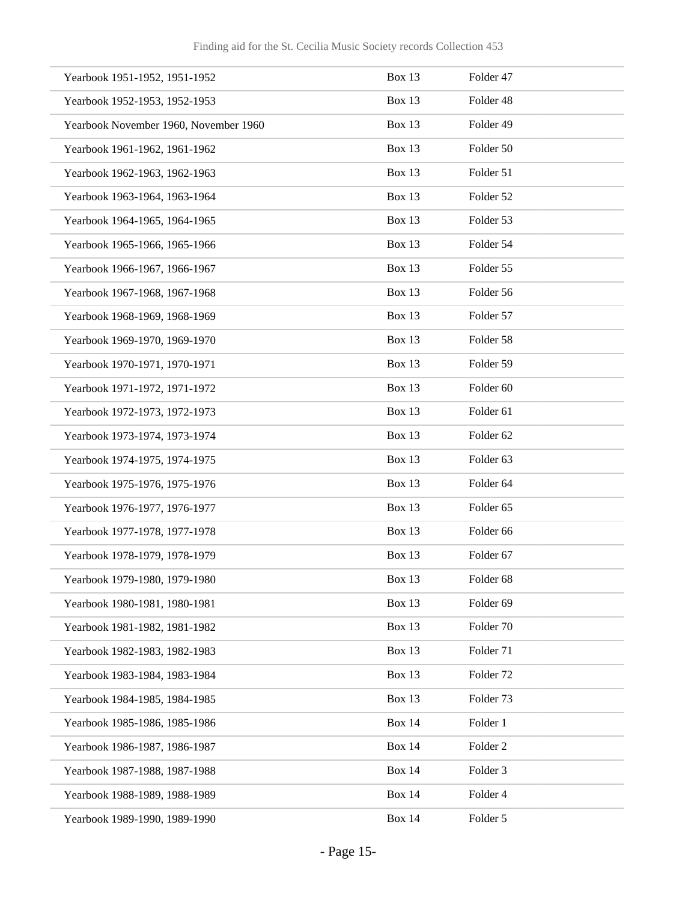| | | |
|---|---|---|
| Yearbook 1951-1952, 1951-1952 | Box 13 | Folder 47 |
| Yearbook 1952-1953, 1952-1953 | Box 13 | Folder 48 |
| Yearbook November 1960, November 1960 | Box 13 | Folder 49 |
| Yearbook 1961-1962, 1961-1962 | Box 13 | Folder 50 |
| Yearbook 1962-1963, 1962-1963 | Box 13 | Folder 51 |
| Yearbook 1963-1964, 1963-1964 | Box 13 | Folder 52 |
| Yearbook 1964-1965, 1964-1965 | Box 13 | Folder 53 |
| Yearbook 1965-1966, 1965-1966 | Box 13 | Folder 54 |
| Yearbook 1966-1967, 1966-1967 | Box 13 | Folder 55 |
| Yearbook 1967-1968, 1967-1968 | Box 13 | Folder 56 |
| Yearbook 1968-1969, 1968-1969 | Box 13 | Folder 57 |
| Yearbook 1969-1970, 1969-1970 | Box 13 | Folder 58 |
| Yearbook 1970-1971, 1970-1971 | Box 13 | Folder 59 |
| Yearbook 1971-1972, 1971-1972 | Box 13 | Folder 60 |
| Yearbook 1972-1973, 1972-1973 | Box 13 | Folder 61 |
| Yearbook 1973-1974, 1973-1974 | Box 13 | Folder 62 |
| Yearbook 1974-1975, 1974-1975 | Box 13 | Folder 63 |
| Yearbook 1975-1976, 1975-1976 | Box 13 | Folder 64 |
| Yearbook 1976-1977, 1976-1977 | Box 13 | Folder 65 |
| Yearbook 1977-1978, 1977-1978 | Box 13 | Folder 66 |
| Yearbook 1978-1979, 1978-1979 | Box 13 | Folder 67 |
| Yearbook 1979-1980, 1979-1980 | Box 13 | Folder 68 |
| Yearbook 1980-1981, 1980-1981 | Box 13 | Folder 69 |
| Yearbook 1981-1982, 1981-1982 | Box 13 | Folder 70 |
| Yearbook 1982-1983, 1982-1983 | Box 13 | Folder 71 |
| Yearbook 1983-1984, 1983-1984 | Box 13 | Folder 72 |
| Yearbook 1984-1985, 1984-1985 | Box 13 | Folder 73 |
| Yearbook 1985-1986, 1985-1986 | Box 14 | Folder 1 |
| Yearbook 1986-1987, 1986-1987 | Box 14 | Folder 2 |
| Yearbook 1987-1988, 1987-1988 | Box 14 | Folder 3 |
| Yearbook 1988-1989, 1988-1989 | Box 14 | Folder 4 |
| Yearbook 1989-1990, 1989-1990 | Box 14 | Folder 5 |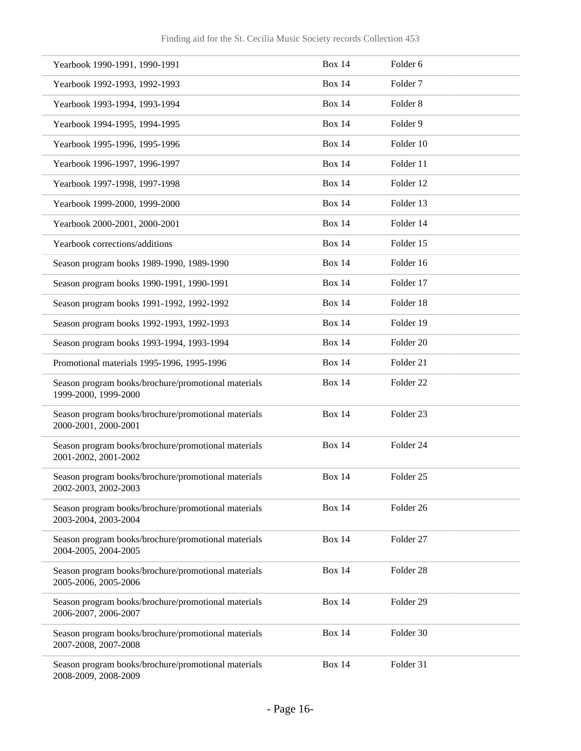| | | |
|---|---|---|
| Yearbook 1990-1991, 1990-1991 | Box 14 | Folder 6 |
| Yearbook 1992-1993, 1992-1993 | Box 14 | Folder 7 |
| Yearbook 1993-1994, 1993-1994 | Box 14 | Folder 8 |
| Yearbook 1994-1995, 1994-1995 | Box 14 | Folder 9 |
| Yearbook 1995-1996, 1995-1996 | Box 14 | Folder 10 |
| Yearbook 1996-1997, 1996-1997 | Box 14 | Folder 11 |
| Yearbook 1997-1998, 1997-1998 | Box 14 | Folder 12 |
| Yearbook 1999-2000, 1999-2000 | Box 14 | Folder 13 |
| Yearbook 2000-2001, 2000-2001 | Box 14 | Folder 14 |
| Yearbook corrections/additions | Box 14 | Folder 15 |
| Season program books 1989-1990, 1989-1990 | Box 14 | Folder 16 |
| Season program books 1990-1991, 1990-1991 | Box 14 | Folder 17 |
| Season program books 1991-1992, 1992-1992 | Box 14 | Folder 18 |
| Season program books 1992-1993, 1992-1993 | Box 14 | Folder 19 |
| Season program books 1993-1994, 1993-1994 | Box 14 | Folder 20 |
| Promotional materials 1995-1996, 1995-1996 | Box 14 | Folder 21 |
| Season program books/brochure/promotional materials 1999-2000, 1999-2000 | Box 14 | Folder 22 |
| Season program books/brochure/promotional materials 2000-2001, 2000-2001 | Box 14 | Folder 23 |
| Season program books/brochure/promotional materials 2001-2002, 2001-2002 | Box 14 | Folder 24 |
| Season program books/brochure/promotional materials 2002-2003, 2002-2003 | Box 14 | Folder 25 |
| Season program books/brochure/promotional materials 2003-2004, 2003-2004 | Box 14 | Folder 26 |
| Season program books/brochure/promotional materials 2004-2005, 2004-2005 | Box 14 | Folder 27 |
| Season program books/brochure/promotional materials 2005-2006, 2005-2006 | Box 14 | Folder 28 |
| Season program books/brochure/promotional materials 2006-2007, 2006-2007 | Box 14 | Folder 29 |
| Season program books/brochure/promotional materials 2007-2008, 2007-2008 | Box 14 | Folder 30 |
| Season program books/brochure/promotional materials 2008-2009, 2008-2009 | Box 14 | Folder 31 |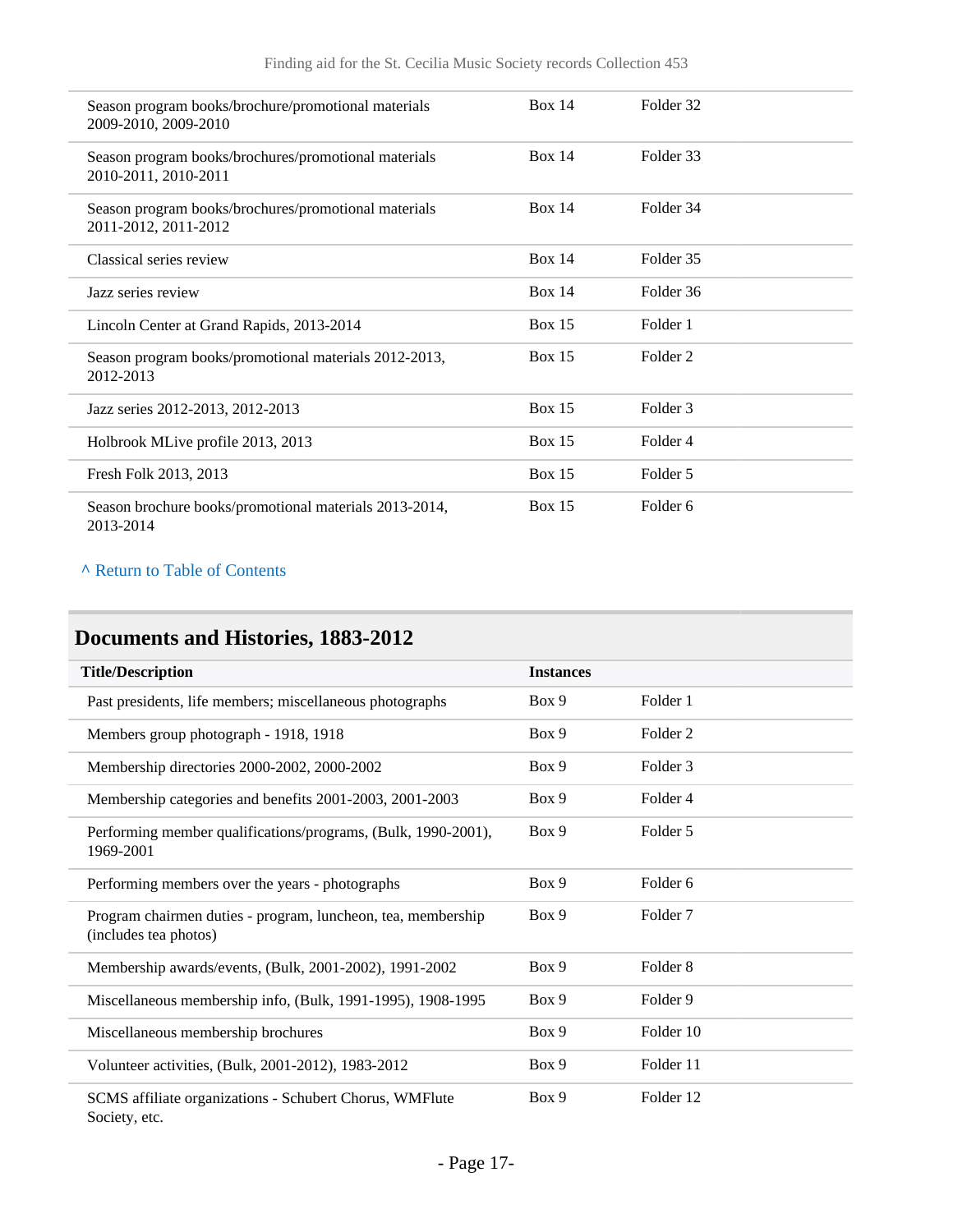| | | |
|---|---|---|
| Season program books/brochure/promotional materials 2009-2010, 2009-2010 | Box 14 | Folder 32 |
| Season program books/brochures/promotional materials 2010-2011, 2010-2011 | Box 14 | Folder 33 |
| Season program books/brochures/promotional materials 2011-2012, 2011-2012 | Box 14 | Folder 34 |
| Classical series review | Box 14 | Folder 35 |
| Jazz series review | Box 14 | Folder 36 |
| Lincoln Center at Grand Rapids, 2013-2014 | Box 15 | Folder 1 |
| Season program books/promotional materials 2012-2013, 2012-2013 | Box 15 | Folder 2 |
| Jazz series 2012-2013, 2012-2013 | Box 15 | Folder 3 |
| Holbrook MLive profile 2013, 2013 | Box 15 | Folder 4 |
| Fresh Folk 2013, 2013 | Box 15 | Folder 5 |
| Season brochure books/promotional materials 2013-2014, 2013-2014 | Box 15 | Folder 6 |

^ Return to Table of Contents

## Documents and Histories, 1883-2012

| Title/Description | Instances | |
|---|---|---|
| Past presidents, life members; miscellaneous photographs | Box 9 | Folder 1 |
| Members group photograph - 1918, 1918 | Box 9 | Folder 2 |
| Membership directories 2000-2002, 2000-2002 | Box 9 | Folder 3 |
| Membership categories and benefits 2001-2003, 2001-2003 | Box 9 | Folder 4 |
| Performing member qualifications/programs, (Bulk, 1990-2001), 1969-2001 | Box 9 | Folder 5 |
| Performing members over the years - photographs | Box 9 | Folder 6 |
| Program chairmen duties - program, luncheon, tea, membership (includes tea photos) | Box 9 | Folder 7 |
| Membership awards/events, (Bulk, 2001-2002), 1991-2002 | Box 9 | Folder 8 |
| Miscellaneous membership info, (Bulk, 1991-1995), 1908-1995 | Box 9 | Folder 9 |
| Miscellaneous membership brochures | Box 9 | Folder 10 |
| Volunteer activities, (Bulk, 2001-2012), 1983-2012 | Box 9 | Folder 11 |
| SCMS affiliate organizations - Schubert Chorus, WMFlute Society, etc. | Box 9 | Folder 12 |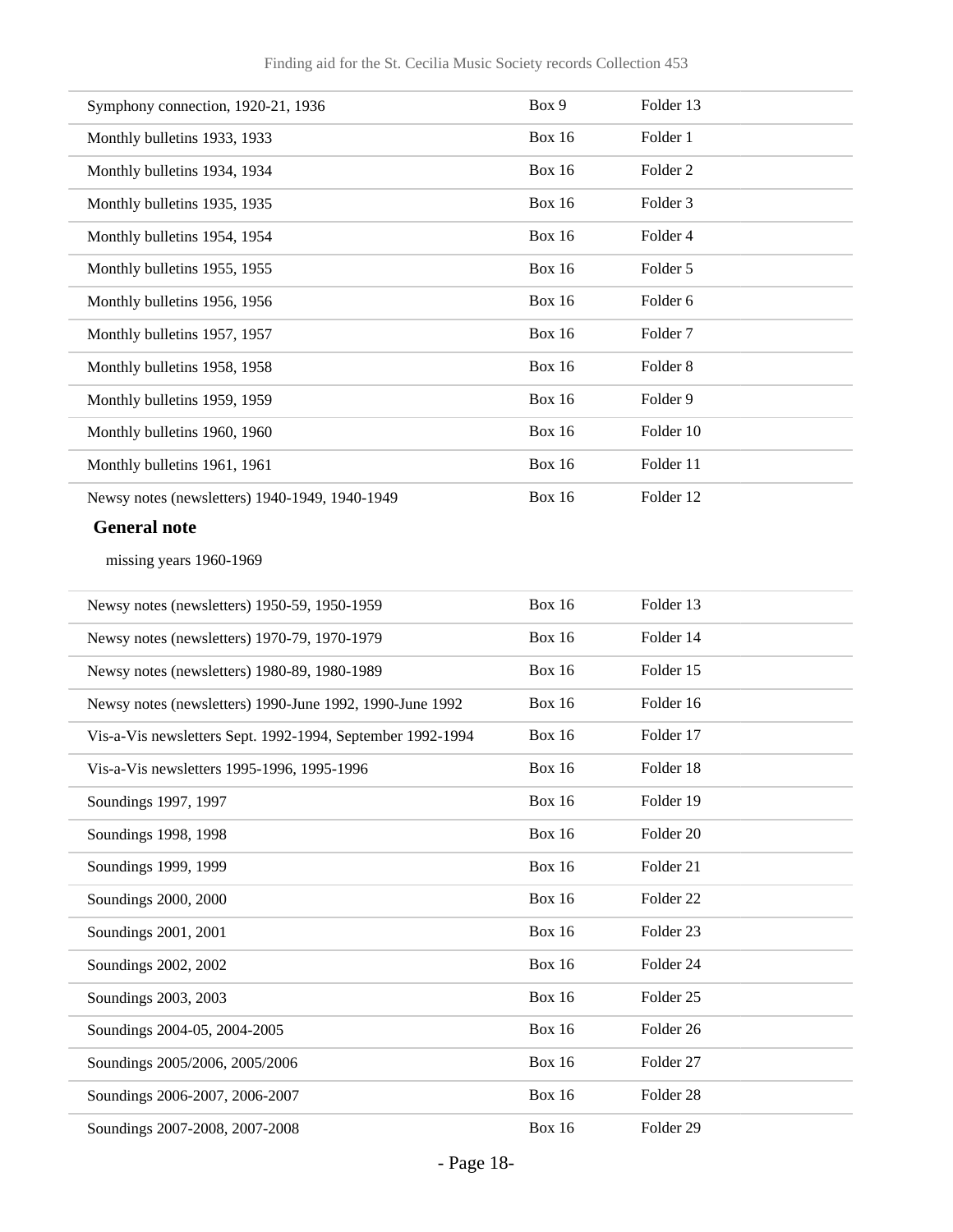| | | |
|---|---|---|
| Symphony connection, 1920-21, 1936 | Box 9 | Folder 13 |
| Monthly bulletins 1933, 1933 | Box 16 | Folder 1 |
| Monthly bulletins 1934, 1934 | Box 16 | Folder 2 |
| Monthly bulletins 1935, 1935 | Box 16 | Folder 3 |
| Monthly bulletins 1954, 1954 | Box 16 | Folder 4 |
| Monthly bulletins 1955, 1955 | Box 16 | Folder 5 |
| Monthly bulletins 1956, 1956 | Box 16 | Folder 6 |
| Monthly bulletins 1957, 1957 | Box 16 | Folder 7 |
| Monthly bulletins 1958, 1958 | Box 16 | Folder 8 |
| Monthly bulletins 1959, 1959 | Box 16 | Folder 9 |
| Monthly bulletins 1960, 1960 | Box 16 | Folder 10 |
| Monthly bulletins 1961, 1961 | Box 16 | Folder 11 |
| Newsy notes (newsletters) 1940-1949, 1940-1949 | Box 16 | Folder 12 |

**General note**

missing years 1960-1969

| | | |
|---|---|---|
| Newsy notes (newsletters) 1950-59, 1950-1959 | Box 16 | Folder 13 |
| Newsy notes (newsletters) 1970-79, 1970-1979 | Box 16 | Folder 14 |
| Newsy notes (newsletters) 1980-89, 1980-1989 | Box 16 | Folder 15 |
| Newsy notes (newsletters) 1990-June 1992, 1990-June 1992 | Box 16 | Folder 16 |
| Vis-a-Vis newsletters Sept. 1992-1994, September 1992-1994 | Box 16 | Folder 17 |
| Vis-a-Vis newsletters 1995-1996, 1995-1996 | Box 16 | Folder 18 |
| Soundings 1997, 1997 | Box 16 | Folder 19 |
| Soundings 1998, 1998 | Box 16 | Folder 20 |
| Soundings 1999, 1999 | Box 16 | Folder 21 |
| Soundings 2000, 2000 | Box 16 | Folder 22 |
| Soundings 2001, 2001 | Box 16 | Folder 23 |
| Soundings 2002, 2002 | Box 16 | Folder 24 |
| Soundings 2003, 2003 | Box 16 | Folder 25 |
| Soundings 2004-05, 2004-2005 | Box 16 | Folder 26 |
| Soundings 2005/2006, 2005/2006 | Box 16 | Folder 27 |
| Soundings 2006-2007, 2006-2007 | Box 16 | Folder 28 |
| Soundings 2007-2008, 2007-2008 | Box 16 | Folder 29 |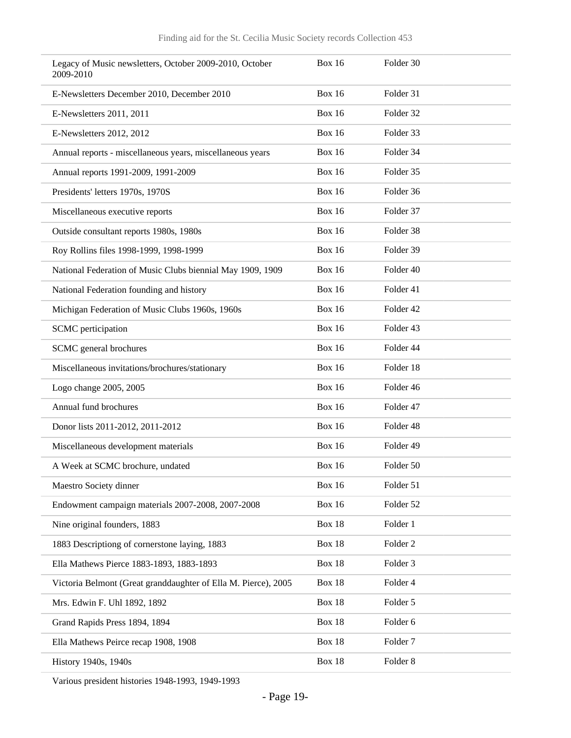| | | |
|---|---|---|
| Legacy of Music newsletters, October 2009-2010, October 2009-2010 | Box 16 | Folder 30 |
| E-Newsletters December 2010, December 2010 | Box 16 | Folder 31 |
| E-Newsletters 2011, 2011 | Box 16 | Folder 32 |
| E-Newsletters 2012, 2012 | Box 16 | Folder 33 |
| Annual reports - miscellaneous years, miscellaneous years | Box 16 | Folder 34 |
| Annual reports 1991-2009, 1991-2009 | Box 16 | Folder 35 |
| Presidents' letters 1970s, 1970S | Box 16 | Folder 36 |
| Miscellaneous executive reports | Box 16 | Folder 37 |
| Outside consultant reports 1980s, 1980s | Box 16 | Folder 38 |
| Roy Rollins files 1998-1999, 1998-1999 | Box 16 | Folder 39 |
| National Federation of Music Clubs biennial May 1909, 1909 | Box 16 | Folder 40 |
| National Federation founding and history | Box 16 | Folder 41 |
| Michigan Federation of Music Clubs 1960s, 1960s | Box 16 | Folder 42 |
| SCMC perticipation | Box 16 | Folder 43 |
| SCMC general brochures | Box 16 | Folder 44 |
| Miscellaneous invitations/brochures/stationary | Box 16 | Folder 18 |
| Logo change 2005, 2005 | Box 16 | Folder 46 |
| Annual fund brochures | Box 16 | Folder 47 |
| Donor lists 2011-2012, 2011-2012 | Box 16 | Folder 48 |
| Miscellaneous development materials | Box 16 | Folder 49 |
| A Week at SCMC brochure, undated | Box 16 | Folder 50 |
| Maestro Society dinner | Box 16 | Folder 51 |
| Endowment campaign materials 2007-2008, 2007-2008 | Box 16 | Folder 52 |
| Nine original founders, 1883 | Box 18 | Folder 1 |
| 1883 Descriptiong of cornerstone laying, 1883 | Box 18 | Folder 2 |
| Ella Mathews Pierce 1883-1893, 1883-1893 | Box 18 | Folder 3 |
| Victoria Belmont (Great granddaughter of Ella M. Pierce), 2005 | Box 18 | Folder 4 |
| Mrs. Edwin F. Uhl 1892, 1892 | Box 18 | Folder 5 |
| Grand Rapids Press 1894, 1894 | Box 18 | Folder 6 |
| Ella Mathews Peirce recap 1908, 1908 | Box 18 | Folder 7 |
| History 1940s, 1940s | Box 18 | Folder 8 |
| Various president histories 1948-1993, 1949-1993 | | |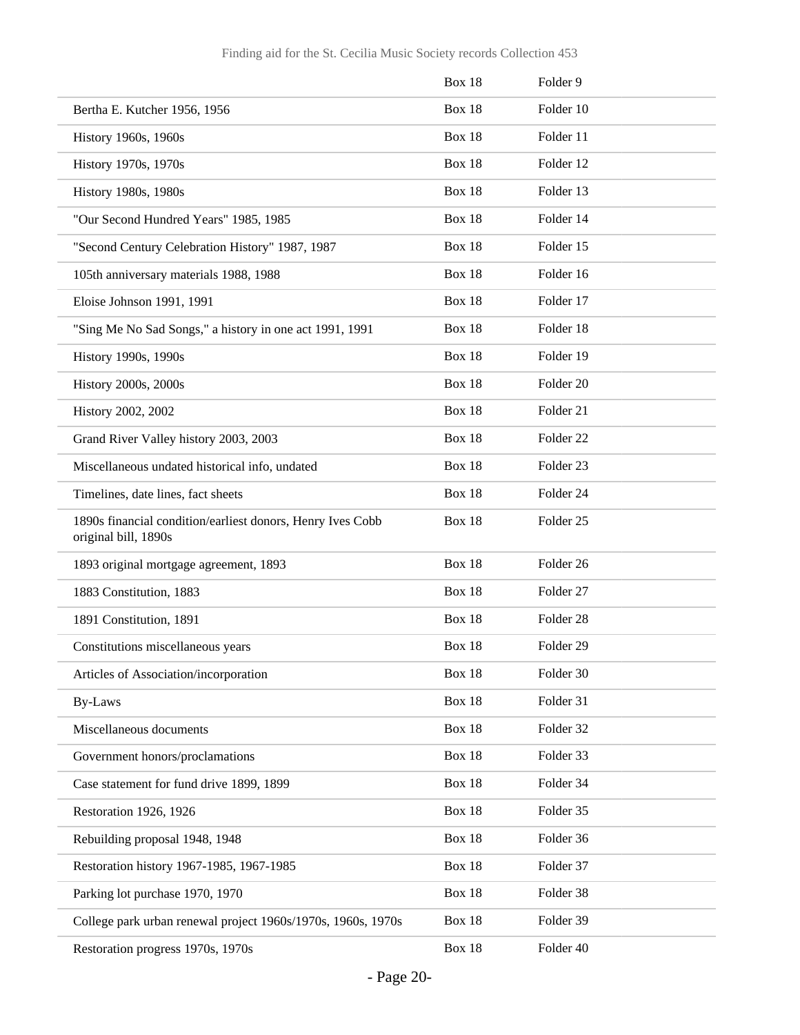| | | |
|---|---|---|
| | Box 18 | Folder 9 |
| Bertha E. Kutcher 1956, 1956 | Box 18 | Folder 10 |
| History 1960s, 1960s | Box 18 | Folder 11 |
| History 1970s, 1970s | Box 18 | Folder 12 |
| History 1980s, 1980s | Box 18 | Folder 13 |
| "Our Second Hundred Years" 1985, 1985 | Box 18 | Folder 14 |
| "Second Century Celebration History" 1987, 1987 | Box 18 | Folder 15 |
| 105th anniversary materials 1988, 1988 | Box 18 | Folder 16 |
| Eloise Johnson 1991, 1991 | Box 18 | Folder 17 |
| "Sing Me No Sad Songs," a history in one act 1991, 1991 | Box 18 | Folder 18 |
| History 1990s, 1990s | Box 18 | Folder 19 |
| History 2000s, 2000s | Box 18 | Folder 20 |
| History 2002, 2002 | Box 18 | Folder 21 |
| Grand River Valley history 2003, 2003 | Box 18 | Folder 22 |
| Miscellaneous undated historical info, undated | Box 18 | Folder 23 |
| Timelines, date lines, fact sheets | Box 18 | Folder 24 |
| 1890s financial condition/earliest donors, Henry Ives Cobb original bill, 1890s | Box 18 | Folder 25 |
| 1893 original mortgage agreement, 1893 | Box 18 | Folder 26 |
| 1883 Constitution, 1883 | Box 18 | Folder 27 |
| 1891 Constitution, 1891 | Box 18 | Folder 28 |
| Constitutions miscellaneous years | Box 18 | Folder 29 |
| Articles of Association/incorporation | Box 18 | Folder 30 |
| By-Laws | Box 18 | Folder 31 |
| Miscellaneous documents | Box 18 | Folder 32 |
| Government honors/proclamations | Box 18 | Folder 33 |
| Case statement for fund drive 1899, 1899 | Box 18 | Folder 34 |
| Restoration 1926, 1926 | Box 18 | Folder 35 |
| Rebuilding proposal 1948, 1948 | Box 18 | Folder 36 |
| Restoration history 1967-1985, 1967-1985 | Box 18 | Folder 37 |
| Parking lot purchase 1970, 1970 | Box 18 | Folder 38 |
| College park urban renewal project 1960s/1970s, 1960s, 1970s | Box 18 | Folder 39 |
| Restoration progress 1970s, 1970s | Box 18 | Folder 40 |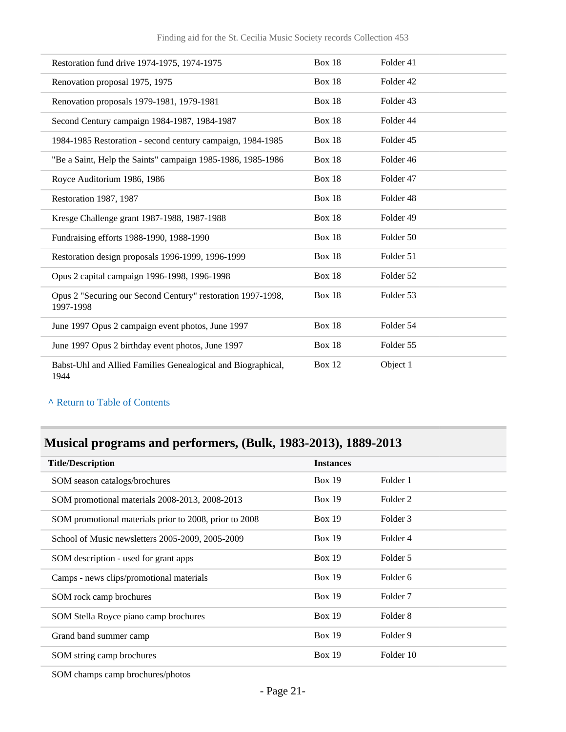| | | |
|---|---|---|
| Restoration fund drive 1974-1975, 1974-1975 | Box 18 | Folder 41 |
| Renovation proposal 1975, 1975 | Box 18 | Folder 42 |
| Renovation proposals 1979-1981, 1979-1981 | Box 18 | Folder 43 |
| Second Century campaign 1984-1987, 1984-1987 | Box 18 | Folder 44 |
| 1984-1985 Restoration - second century campaign, 1984-1985 | Box 18 | Folder 45 |
| "Be a Saint, Help the Saints" campaign 1985-1986, 1985-1986 | Box 18 | Folder 46 |
| Royce Auditorium 1986, 1986 | Box 18 | Folder 47 |
| Restoration 1987, 1987 | Box 18 | Folder 48 |
| Kresge Challenge grant 1987-1988, 1987-1988 | Box 18 | Folder 49 |
| Fundraising efforts 1988-1990, 1988-1990 | Box 18 | Folder 50 |
| Restoration design proposals 1996-1999, 1996-1999 | Box 18 | Folder 51 |
| Opus 2 capital campaign 1996-1998, 1996-1998 | Box 18 | Folder 52 |
| Opus 2 "Securing our Second Century" restoration 1997-1998, 1997-1998 | Box 18 | Folder 53 |
| June 1997 Opus 2 campaign event photos, June 1997 | Box 18 | Folder 54 |
| June 1997 Opus 2 birthday event photos, June 1997 | Box 18 | Folder 55 |
| Babst-Uhl and Allied Families Genealogical and Biographical, 1944 | Box 12 | Object 1 |

^ Return to Table of Contents

## Musical programs and performers, (Bulk, 1983-2013), 1889-2013

| Title/Description | Instances | |
|---|---|---|
| SOM season catalogs/brochures | Box 19 | Folder 1 |
| SOM promotional materials 2008-2013, 2008-2013 | Box 19 | Folder 2 |
| SOM promotional materials prior to 2008, prior to 2008 | Box 19 | Folder 3 |
| School of Music newsletters 2005-2009, 2005-2009 | Box 19 | Folder 4 |
| SOM description - used for grant apps | Box 19 | Folder 5 |
| Camps - news clips/promotional materials | Box 19 | Folder 6 |
| SOM rock camp brochures | Box 19 | Folder 7 |
| SOM Stella Royce piano camp brochures | Box 19 | Folder 8 |
| Grand band summer camp | Box 19 | Folder 9 |
| SOM string camp brochures | Box 19 | Folder 10 |
| SOM champs camp brochures/photos | | |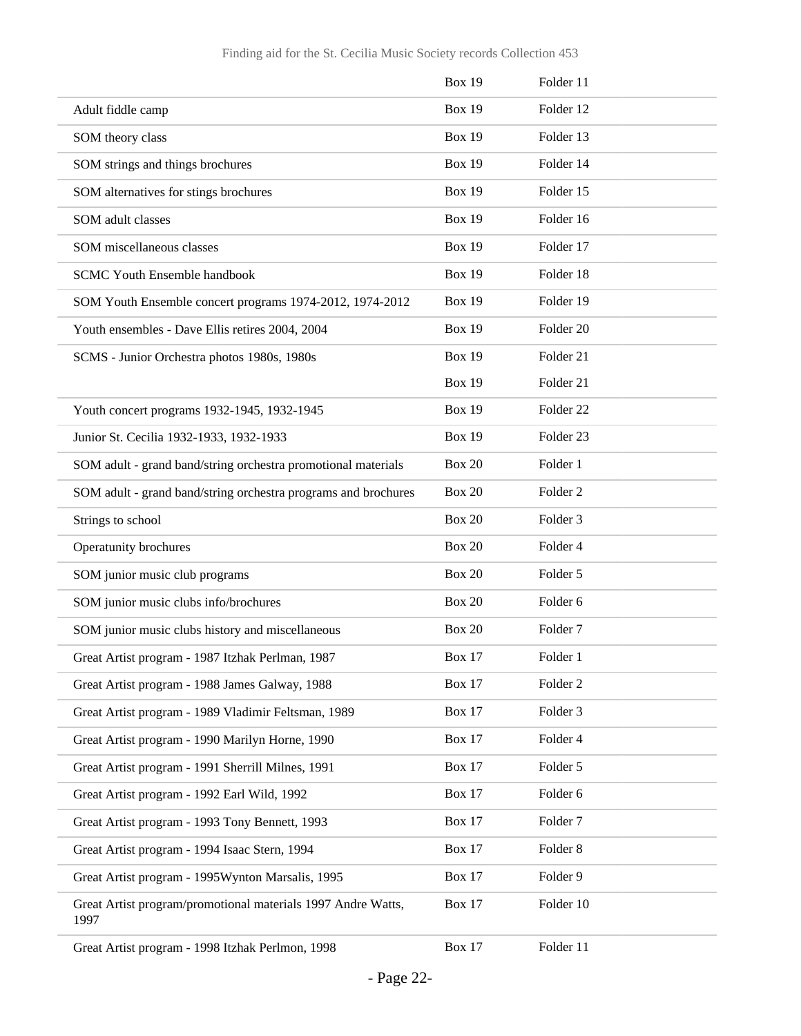| | | |
|---|---|---|
| | Box 19 | Folder 11 |
| Adult fiddle camp | Box 19 | Folder 12 |
| SOM theory class | Box 19 | Folder 13 |
| SOM strings and things brochures | Box 19 | Folder 14 |
| SOM alternatives for stings brochures | Box 19 | Folder 15 |
| SOM adult classes | Box 19 | Folder 16 |
| SOM miscellaneous classes | Box 19 | Folder 17 |
| SCMC Youth Ensemble handbook | Box 19 | Folder 18 |
| SOM Youth Ensemble concert programs 1974-2012, 1974-2012 | Box 19 | Folder 19 |
| Youth ensembles - Dave Ellis retires 2004, 2004 | Box 19 | Folder 20 |
| SCMS - Junior Orchestra photos 1980s, 1980s | Box 19 | Folder 21 |
| | Box 19 | Folder 21 |
| Youth concert programs 1932-1945, 1932-1945 | Box 19 | Folder 22 |
| Junior St. Cecilia 1932-1933, 1932-1933 | Box 19 | Folder 23 |
| SOM adult - grand band/string orchestra promotional materials | Box 20 | Folder 1 |
| SOM adult - grand band/string orchestra programs and brochures | Box 20 | Folder 2 |
| Strings to school | Box 20 | Folder 3 |
| Operatunity brochures | Box 20 | Folder 4 |
| SOM junior music club programs | Box 20 | Folder 5 |
| SOM junior music clubs info/brochures | Box 20 | Folder 6 |
| SOM junior music clubs history and miscellaneous | Box 20 | Folder 7 |
| Great Artist program - 1987 Itzhak Perlman, 1987 | Box 17 | Folder 1 |
| Great Artist program - 1988 James Galway, 1988 | Box 17 | Folder 2 |
| Great Artist program - 1989 Vladimir Feltsman, 1989 | Box 17 | Folder 3 |
| Great Artist program - 1990 Marilyn Horne, 1990 | Box 17 | Folder 4 |
| Great Artist program - 1991 Sherrill Milnes, 1991 | Box 17 | Folder 5 |
| Great Artist program - 1992 Earl Wild, 1992 | Box 17 | Folder 6 |
| Great Artist program - 1993 Tony Bennett, 1993 | Box 17 | Folder 7 |
| Great Artist program - 1994 Isaac Stern, 1994 | Box 17 | Folder 8 |
| Great Artist program - 1995Wynton Marsalis, 1995 | Box 17 | Folder 9 |
| Great Artist program/promotional materials 1997 Andre Watts, 1997 | Box 17 | Folder 10 |
| Great Artist program - 1998 Itzhak Perlmon, 1998 | Box 17 | Folder 11 |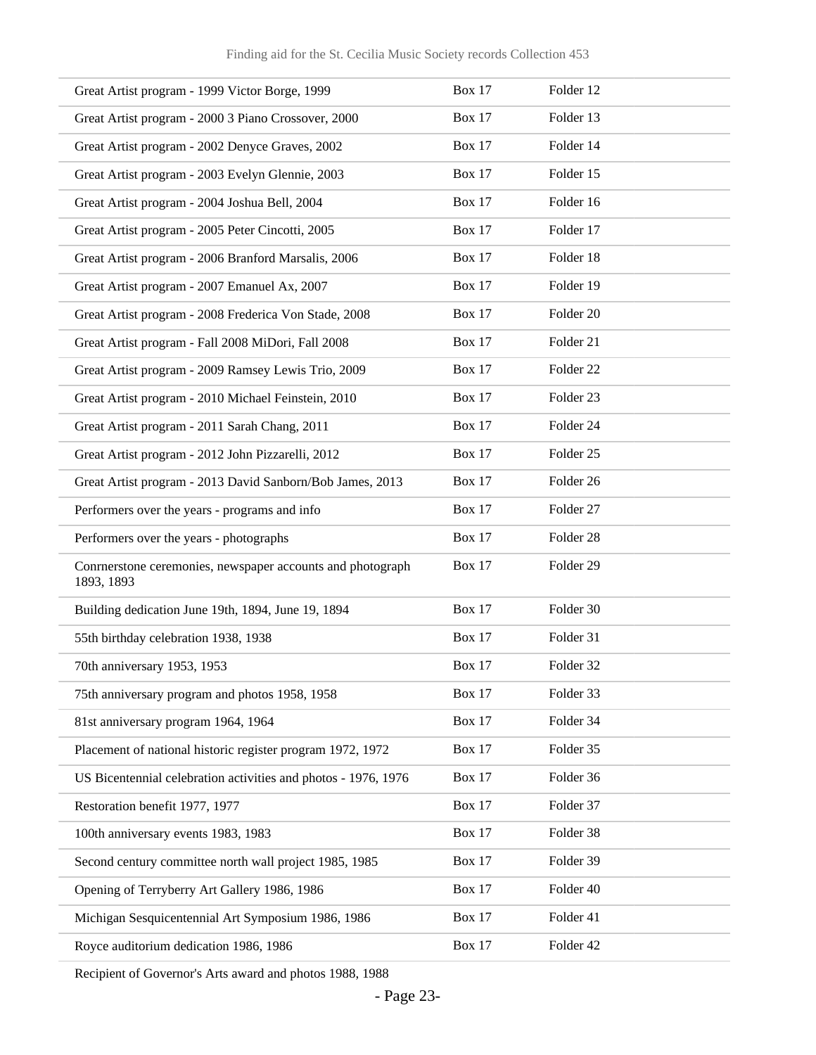| | | |
|---|---|---|
| Great Artist program - 1999 Victor Borge, 1999 | Box 17 | Folder 12 |
| Great Artist program - 2000 3 Piano Crossover, 2000 | Box 17 | Folder 13 |
| Great Artist program - 2002 Denyce Graves, 2002 | Box 17 | Folder 14 |
| Great Artist program - 2003 Evelyn Glennie, 2003 | Box 17 | Folder 15 |
| Great Artist program - 2004 Joshua Bell, 2004 | Box 17 | Folder 16 |
| Great Artist program - 2005 Peter Cincotti, 2005 | Box 17 | Folder 17 |
| Great Artist program - 2006 Branford Marsalis, 2006 | Box 17 | Folder 18 |
| Great Artist program - 2007 Emanuel Ax, 2007 | Box 17 | Folder 19 |
| Great Artist program - 2008 Frederica Von Stade, 2008 | Box 17 | Folder 20 |
| Great Artist program - Fall 2008 MiDori, Fall 2008 | Box 17 | Folder 21 |
| Great Artist program - 2009 Ramsey Lewis Trio, 2009 | Box 17 | Folder 22 |
| Great Artist program - 2010 Michael Feinstein, 2010 | Box 17 | Folder 23 |
| Great Artist program - 2011 Sarah Chang, 2011 | Box 17 | Folder 24 |
| Great Artist program - 2012 John Pizzarelli, 2012 | Box 17 | Folder 25 |
| Great Artist program - 2013 David Sanborn/Bob James, 2013 | Box 17 | Folder 26 |
| Performers over the years - programs and info | Box 17 | Folder 27 |
| Performers over the years - photographs | Box 17 | Folder 28 |
| Conrnerstone ceremonies, newspaper accounts and photograph 1893, 1893 | Box 17 | Folder 29 |
| Building dedication June 19th, 1894, June 19, 1894 | Box 17 | Folder 30 |
| 55th birthday celebration 1938, 1938 | Box 17 | Folder 31 |
| 70th anniversary 1953, 1953 | Box 17 | Folder 32 |
| 75th anniversary program and photos 1958, 1958 | Box 17 | Folder 33 |
| 81st anniversary program 1964, 1964 | Box 17 | Folder 34 |
| Placement of national historic register program 1972, 1972 | Box 17 | Folder 35 |
| US Bicentennial celebration activities and photos - 1976, 1976 | Box 17 | Folder 36 |
| Restoration benefit 1977, 1977 | Box 17 | Folder 37 |
| 100th anniversary events 1983, 1983 | Box 17 | Folder 38 |
| Second century committee north wall project 1985, 1985 | Box 17 | Folder 39 |
| Opening of Terryberry Art Gallery 1986, 1986 | Box 17 | Folder 40 |
| Michigan Sesquicentennial Art Symposium 1986, 1986 | Box 17 | Folder 41 |
| Royce auditorium dedication 1986, 1986 | Box 17 | Folder 42 |
| Recipient of Governor's Arts award and photos 1988, 1988 | | |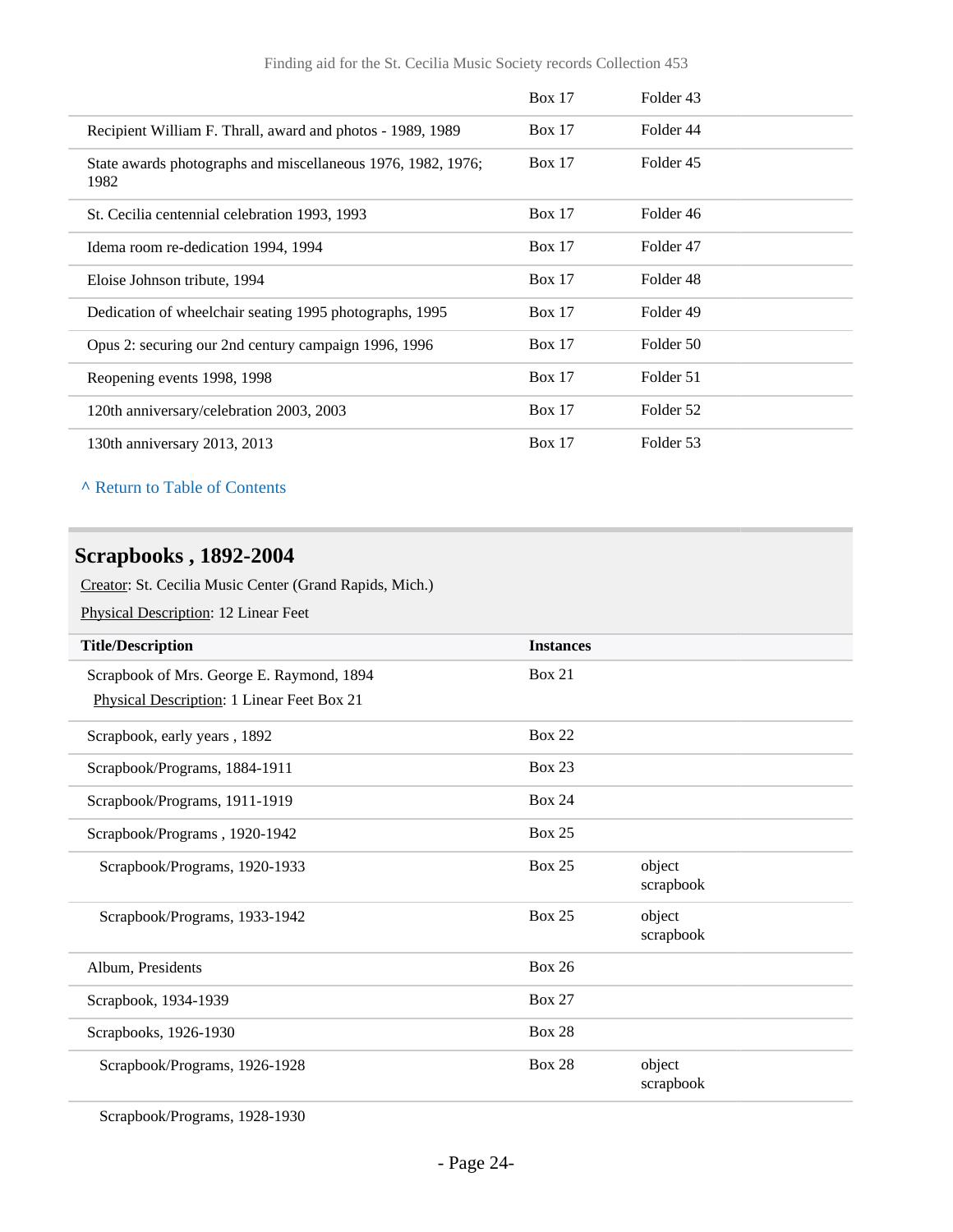| | | |
|---|---|---|
| | Box 17 | Folder 43 |
| Recipient William F. Thrall, award and photos - 1989, 1989 | Box 17 | Folder 44 |
| State awards photographs and miscellaneous 1976, 1982, 1976; 1982 | Box 17 | Folder 45 |
| St. Cecilia centennial celebration 1993, 1993 | Box 17 | Folder 46 |
| Idema room re-dedication 1994, 1994 | Box 17 | Folder 47 |
| Eloise Johnson tribute, 1994 | Box 17 | Folder 48 |
| Dedication of wheelchair seating 1995 photographs, 1995 | Box 17 | Folder 49 |
| Opus 2: securing our 2nd century campaign 1996, 1996 | Box 17 | Folder 50 |
| Reopening events 1998, 1998 | Box 17 | Folder 51 |
| 120th anniversary/celebration 2003, 2003 | Box 17 | Folder 52 |
| 130th anniversary 2013, 2013 | Box 17 | Folder 53 |

^ Return to Table of Contents

## Scrapbooks , 1892-2004

Creator: St. Cecilia Music Center (Grand Rapids, Mich.)

Physical Description: 12 Linear Feet

| Title/Description | Instances | |
|---|---|---|
| Scrapbook of Mrs. George E. Raymond, 1894<br>Physical Description: 1 Linear Feet Box 21 | Box 21 | |
| Scrapbook, early years , 1892 | Box 22 | |
| Scrapbook/Programs, 1884-1911 | Box 23 | |
| Scrapbook/Programs, 1911-1919 | Box 24 | |
| Scrapbook/Programs , 1920-1942 | Box 25 | |
| Scrapbook/Programs, 1920-1933 | Box 25 | object scrapbook |
| Scrapbook/Programs, 1933-1942 | Box 25 | object scrapbook |
| Album, Presidents | Box 26 | |
| Scrapbook, 1934-1939 | Box 27 | |
| Scrapbooks, 1926-1930 | Box 28 | |
| Scrapbook/Programs, 1926-1928 | Box 28 | object scrapbook |
| Scrapbook/Programs, 1928-1930 | | |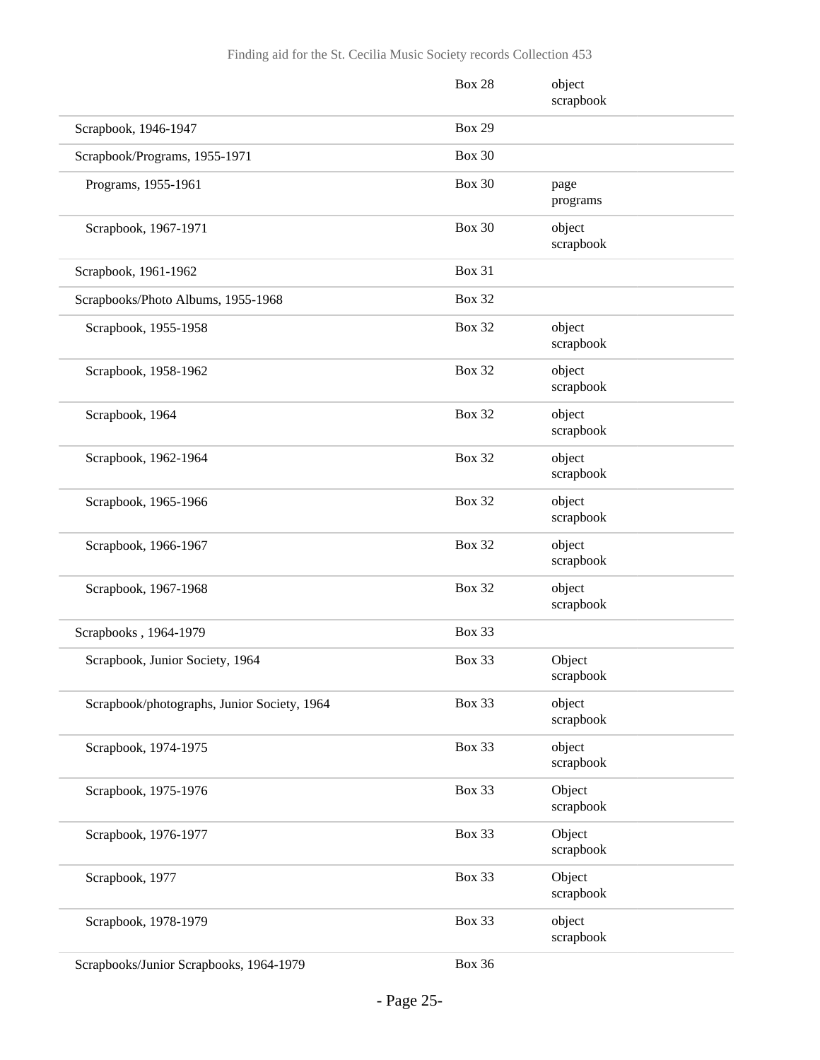| | | |
|---|---|---|
| | Box 28 | object scrapbook |
| Scrapbook, 1946-1947 | Box 29 | |
| Scrapbook/Programs, 1955-1971 | Box 30 | |
| Programs, 1955-1961 | Box 30 | page programs |
| Scrapbook, 1967-1971 | Box 30 | object scrapbook |
| Scrapbook, 1961-1962 | Box 31 | |
| Scrapbooks/Photo Albums, 1955-1968 | Box 32 | |
| Scrapbook, 1955-1958 | Box 32 | object scrapbook |
| Scrapbook, 1958-1962 | Box 32 | object scrapbook |
| Scrapbook, 1964 | Box 32 | object scrapbook |
| Scrapbook, 1962-1964 | Box 32 | object scrapbook |
| Scrapbook, 1965-1966 | Box 32 | object scrapbook |
| Scrapbook, 1966-1967 | Box 32 | object scrapbook |
| Scrapbook, 1967-1968 | Box 32 | object scrapbook |
| Scrapbooks , 1964-1979 | Box 33 | |
| Scrapbook, Junior Society, 1964 | Box 33 | Object scrapbook |
| Scrapbook/photographs, Junior Society, 1964 | Box 33 | object scrapbook |
| Scrapbook, 1974-1975 | Box 33 | object scrapbook |
| Scrapbook, 1975-1976 | Box 33 | Object scrapbook |
| Scrapbook, 1976-1977 | Box 33 | Object scrapbook |
| Scrapbook, 1977 | Box 33 | Object scrapbook |
| Scrapbook, 1978-1979 | Box 33 | object scrapbook |
| Scrapbooks/Junior Scrapbooks, 1964-1979 | Box 36 | |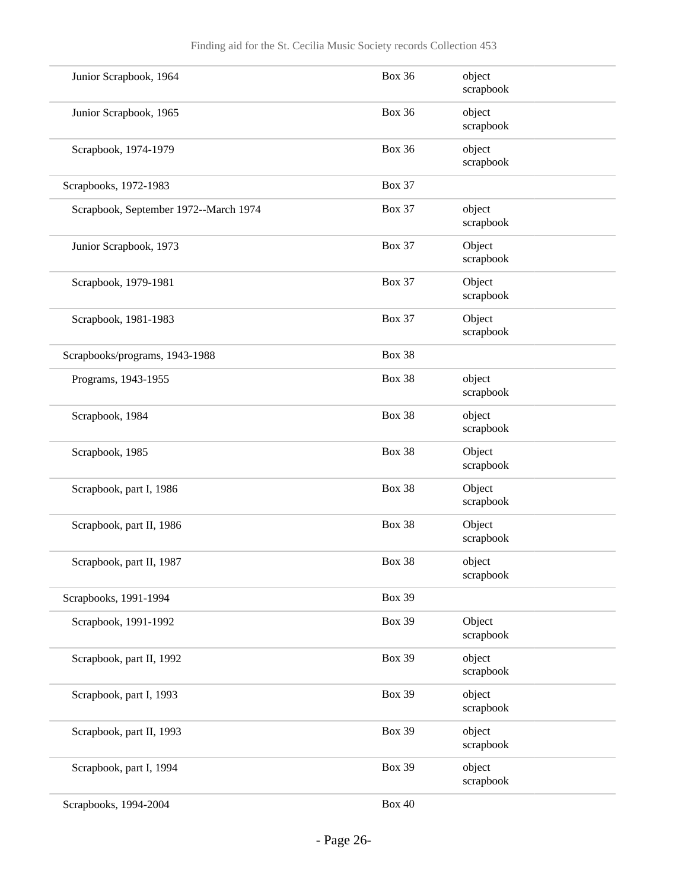| | | |
|---|---|---|
| Junior Scrapbook, 1964 | Box 36 | object scrapbook |
| Junior Scrapbook, 1965 | Box 36 | object scrapbook |
| Scrapbook, 1974-1979 | Box 36 | object scrapbook |
| Scrapbooks, 1972-1983 | Box 37 | |
| Scrapbook, September 1972--March 1974 | Box 37 | object scrapbook |
| Junior Scrapbook, 1973 | Box 37 | Object scrapbook |
| Scrapbook, 1979-1981 | Box 37 | Object scrapbook |
| Scrapbook, 1981-1983 | Box 37 | Object scrapbook |
| Scrapbooks/programs, 1943-1988 | Box 38 | |
| Programs, 1943-1955 | Box 38 | object scrapbook |
| Scrapbook, 1984 | Box 38 | object scrapbook |
| Scrapbook, 1985 | Box 38 | Object scrapbook |
| Scrapbook, part I, 1986 | Box 38 | Object scrapbook |
| Scrapbook, part II, 1986 | Box 38 | Object scrapbook |
| Scrapbook, part II, 1987 | Box 38 | object scrapbook |
| Scrapbooks, 1991-1994 | Box 39 | |
| Scrapbook, 1991-1992 | Box 39 | Object scrapbook |
| Scrapbook, part II, 1992 | Box 39 | object scrapbook |
| Scrapbook, part I, 1993 | Box 39 | object scrapbook |
| Scrapbook, part II, 1993 | Box 39 | object scrapbook |
| Scrapbook, part I, 1994 | Box 39 | object scrapbook |
| Scrapbooks, 1994-2004 | Box 40 | |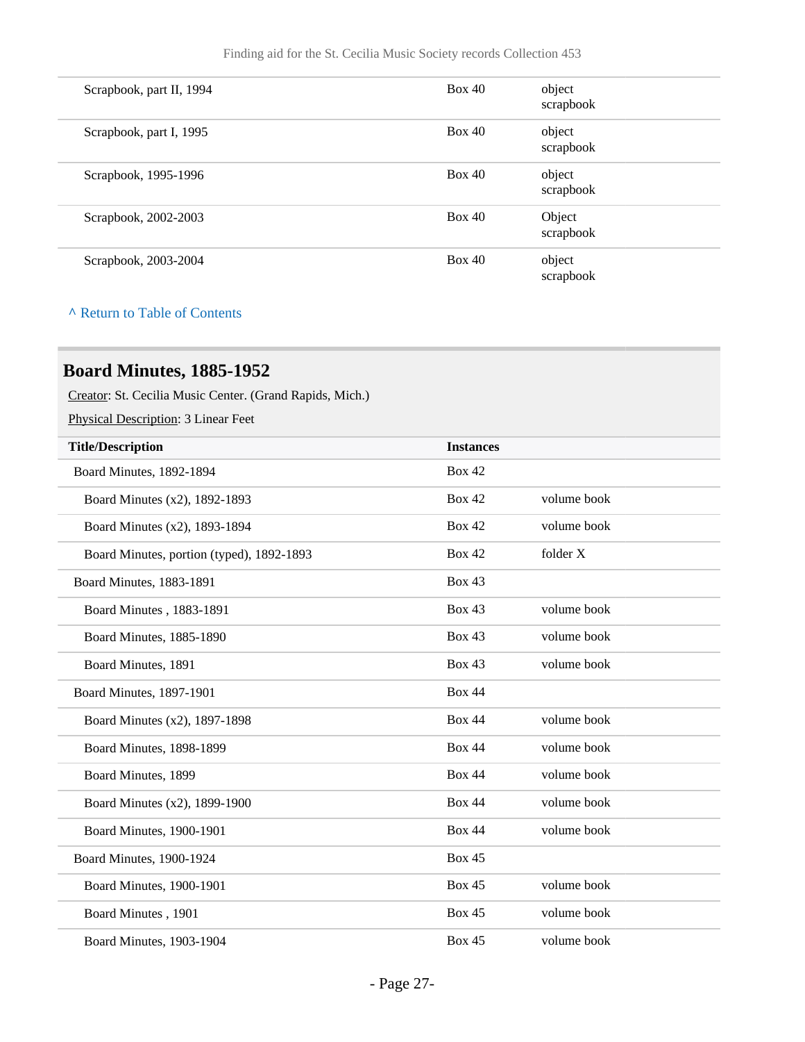| | | |
|---|---|---|
| Scrapbook, part II, 1994 | Box 40 | object scrapbook |
| Scrapbook, part I, 1995 | Box 40 | object scrapbook |
| Scrapbook, 1995-1996 | Box 40 | object scrapbook |
| Scrapbook, 2002-2003 | Box 40 | Object scrapbook |
| Scrapbook, 2003-2004 | Box 40 | object scrapbook |

^ Return to Table of Contents

## Board Minutes, 1885-1952

Creator: St. Cecilia Music Center. (Grand Rapids, Mich.)

Physical Description: 3 Linear Feet

| Title/Description | Instances | |
|---|---|---|
| Board Minutes, 1892-1894 | Box 42 | |
| Board Minutes (x2), 1892-1893 | Box 42 | volume book |
| Board Minutes (x2), 1893-1894 | Box 42 | volume book |
| Board Minutes, portion (typed), 1892-1893 | Box 42 | folder X |
| Board Minutes, 1883-1891 | Box 43 | |
| Board Minutes , 1883-1891 | Box 43 | volume book |
| Board Minutes, 1885-1890 | Box 43 | volume book |
| Board Minutes, 1891 | Box 43 | volume book |
| Board Minutes, 1897-1901 | Box 44 | |
| Board Minutes (x2), 1897-1898 | Box 44 | volume book |
| Board Minutes, 1898-1899 | Box 44 | volume book |
| Board Minutes, 1899 | Box 44 | volume book |
| Board Minutes (x2), 1899-1900 | Box 44 | volume book |
| Board Minutes, 1900-1901 | Box 44 | volume book |
| Board Minutes, 1900-1924 | Box 45 | |
| Board Minutes, 1900-1901 | Box 45 | volume book |
| Board Minutes , 1901 | Box 45 | volume book |
| Board Minutes, 1903-1904 | Box 45 | volume book |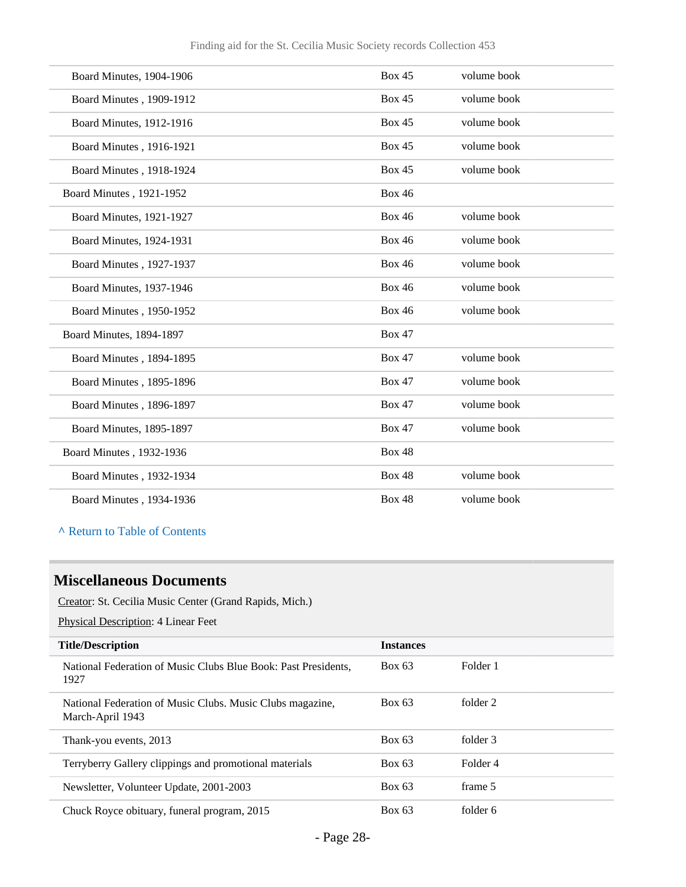| | | |
|---|---|---|
| Board Minutes, 1904-1906 | Box 45 | volume book |
| Board Minutes , 1909-1912 | Box 45 | volume book |
| Board Minutes, 1912-1916 | Box 45 | volume book |
| Board Minutes , 1916-1921 | Box 45 | volume book |
| Board Minutes , 1918-1924 | Box 45 | volume book |
| Board Minutes , 1921-1952 | Box 46 | |
| Board Minutes, 1921-1927 | Box 46 | volume book |
| Board Minutes, 1924-1931 | Box 46 | volume book |
| Board Minutes , 1927-1937 | Box 46 | volume book |
| Board Minutes, 1937-1946 | Box 46 | volume book |
| Board Minutes , 1950-1952 | Box 46 | volume book |
| Board Minutes, 1894-1897 | Box 47 | |
| Board Minutes , 1894-1895 | Box 47 | volume book |
| Board Minutes , 1895-1896 | Box 47 | volume book |
| Board Minutes , 1896-1897 | Box 47 | volume book |
| Board Minutes, 1895-1897 | Box 47 | volume book |
| Board Minutes , 1932-1936 | Box 48 | |
| Board Minutes , 1932-1934 | Box 48 | volume book |
| Board Minutes , 1934-1936 | Box 48 | volume book |

^ Return to Table of Contents

## Miscellaneous Documents

Creator: St. Cecilia Music Center (Grand Rapids, Mich.)

Physical Description: 4 Linear Feet

| Title/Description | Instances | |
|---|---|---|
| National Federation of Music Clubs Blue Book: Past Presidents, 1927 | Box 63 | Folder 1 |
| National Federation of Music Clubs. Music Clubs magazine, March-April 1943 | Box 63 | folder 2 |
| Thank-you events, 2013 | Box 63 | folder 3 |
| Terryberry Gallery clippings and promotional materials | Box 63 | Folder 4 |
| Newsletter, Volunteer Update, 2001-2003 | Box 63 | frame 5 |
| Chuck Royce obituary, funeral program, 2015 | Box 63 | folder 6 |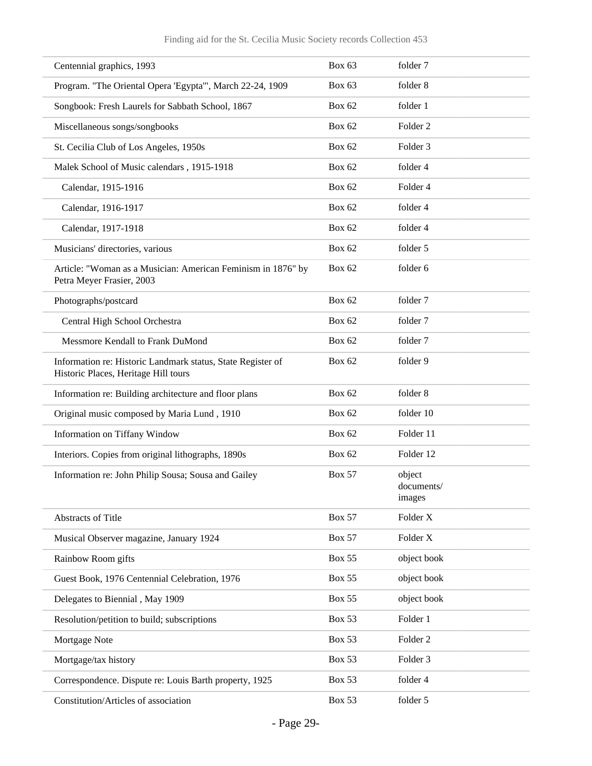| | | |
|---|---|---|
| Centennial graphics, 1993 | Box 63 | folder 7 |
| Program. "The Oriental Opera 'Egypta'", March 22-24, 1909 | Box 63 | folder 8 |
| Songbook: Fresh Laurels for Sabbath School, 1867 | Box 62 | folder 1 |
| Miscellaneous songs/songbooks | Box 62 | Folder 2 |
| St. Cecilia Club of Los Angeles, 1950s | Box 62 | Folder 3 |
| Malek School of Music calendars , 1915-1918 | Box 62 | folder 4 |
| Calendar, 1915-1916 | Box 62 | Folder 4 |
| Calendar, 1916-1917 | Box 62 | folder 4 |
| Calendar, 1917-1918 | Box 62 | folder 4 |
| Musicians' directories, various | Box 62 | folder 5 |
| Article: "Woman as a Musician: American Feminism in 1876" by Petra Meyer Frasier, 2003 | Box 62 | folder 6 |
| Photographs/postcard | Box 62 | folder 7 |
| Central High School Orchestra | Box 62 | folder 7 |
| Messmore Kendall to Frank DuMond | Box 62 | folder 7 |
| Information re: Historic Landmark status, State Register of Historic Places, Heritage Hill tours | Box 62 | folder 9 |
| Information re: Building architecture and floor plans | Box 62 | folder 8 |
| Original music composed by Maria Lund , 1910 | Box 62 | folder 10 |
| Information on Tiffany Window | Box 62 | Folder 11 |
| Interiors. Copies from original lithographs, 1890s | Box 62 | Folder 12 |
| Information re: John Philip Sousa; Sousa and Gailey | Box 57 | object documents/ images |
| Abstracts of Title | Box 57 | Folder X |
| Musical Observer magazine, January 1924 | Box 57 | Folder X |
| Rainbow Room gifts | Box 55 | object book |
| Guest Book, 1976 Centennial Celebration, 1976 | Box 55 | object book |
| Delegates to Biennial , May 1909 | Box 55 | object book |
| Resolution/petition to build; subscriptions | Box 53 | Folder 1 |
| Mortgage Note | Box 53 | Folder 2 |
| Mortgage/tax history | Box 53 | Folder 3 |
| Correspondence. Dispute re: Louis Barth property, 1925 | Box 53 | folder 4 |
| Constitution/Articles of association | Box 53 | folder 5 |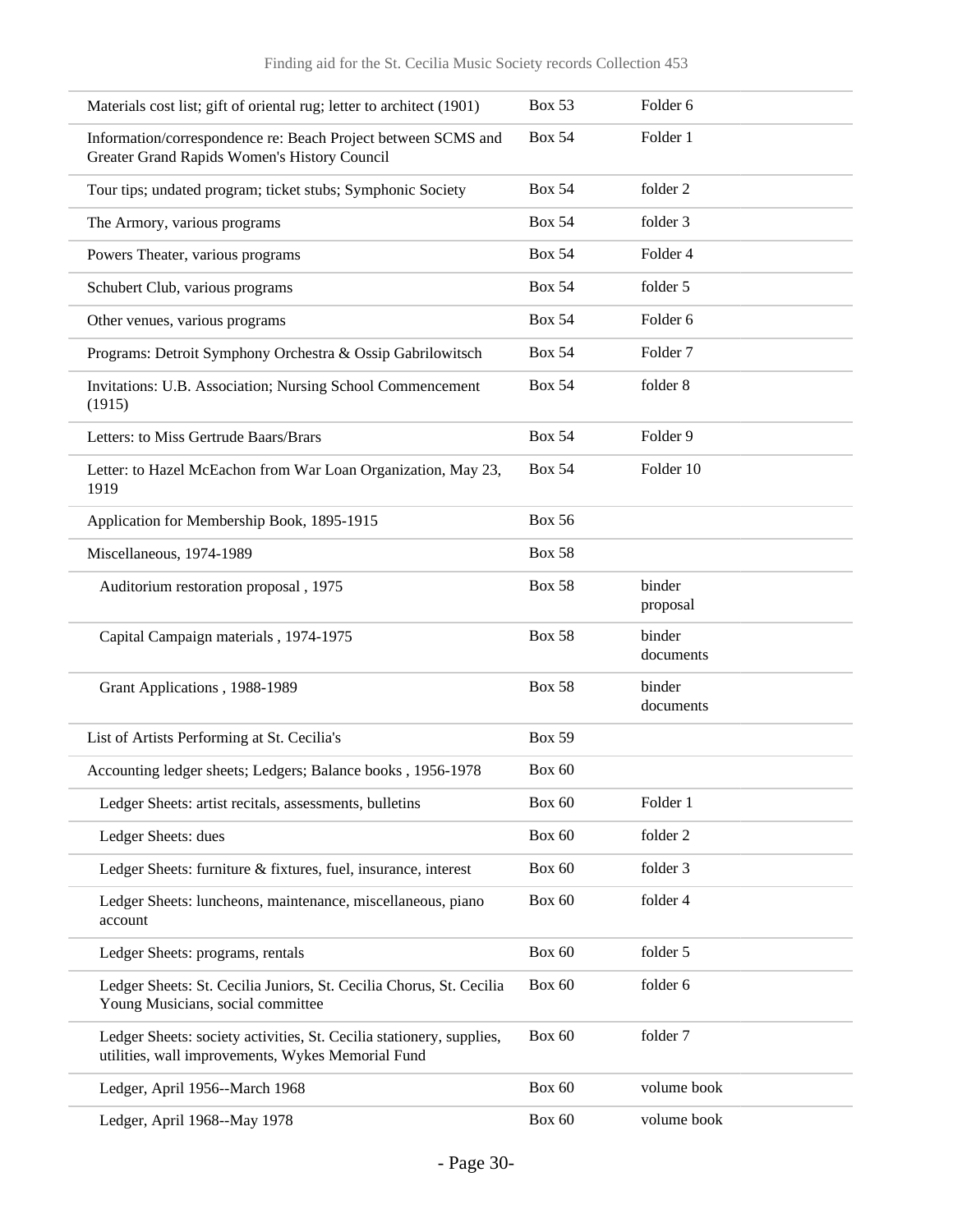| | | |
|---|---|---|
| Materials cost list; gift of oriental rug; letter to architect (1901) | Box 53 | Folder 6 |
| Information/correspondence re: Beach Project between SCMS and Greater Grand Rapids Women's History Council | Box 54 | Folder 1 |
| Tour tips; undated program; ticket stubs; Symphonic Society | Box 54 | folder 2 |
| The Armory, various programs | Box 54 | folder 3 |
| Powers Theater, various programs | Box 54 | Folder 4 |
| Schubert Club, various programs | Box 54 | folder 5 |
| Other venues, various programs | Box 54 | Folder 6 |
| Programs: Detroit Symphony Orchestra & Ossip Gabrilowitsch | Box 54 | Folder 7 |
| Invitations: U.B. Association; Nursing School Commencement (1915) | Box 54 | folder 8 |
| Letters: to Miss Gertrude Baars/Brars | Box 54 | Folder 9 |
| Letter: to Hazel McEachon from War Loan Organization, May 23, 1919 | Box 54 | Folder 10 |
| Application for Membership Book, 1895-1915 | Box 56 | |
| Miscellaneous, 1974-1989 | Box 58 | |
| Auditorium restoration proposal , 1975 | Box 58 | binder proposal |
| Capital Campaign materials , 1974-1975 | Box 58 | binder documents |
| Grant Applications , 1988-1989 | Box 58 | binder documents |
| List of Artists Performing at St. Cecilia's | Box 59 | |
| Accounting ledger sheets; Ledgers; Balance books , 1956-1978 | Box 60 | |
| Ledger Sheets: artist recitals, assessments, bulletins | Box 60 | Folder 1 |
| Ledger Sheets: dues | Box 60 | folder 2 |
| Ledger Sheets: furniture & fixtures, fuel, insurance, interest | Box 60 | folder 3 |
| Ledger Sheets: luncheons, maintenance, miscellaneous, piano account | Box 60 | folder 4 |
| Ledger Sheets: programs, rentals | Box 60 | folder 5 |
| Ledger Sheets: St. Cecilia Juniors, St. Cecilia Chorus, St. Cecilia Young Musicians, social committee | Box 60 | folder 6 |
| Ledger Sheets: society activities, St. Cecilia stationery, supplies, utilities, wall improvements, Wykes Memorial Fund | Box 60 | folder 7 |
| Ledger, April 1956--March 1968 | Box 60 | volume book |
| Ledger, April 1968--May 1978 | Box 60 | volume book |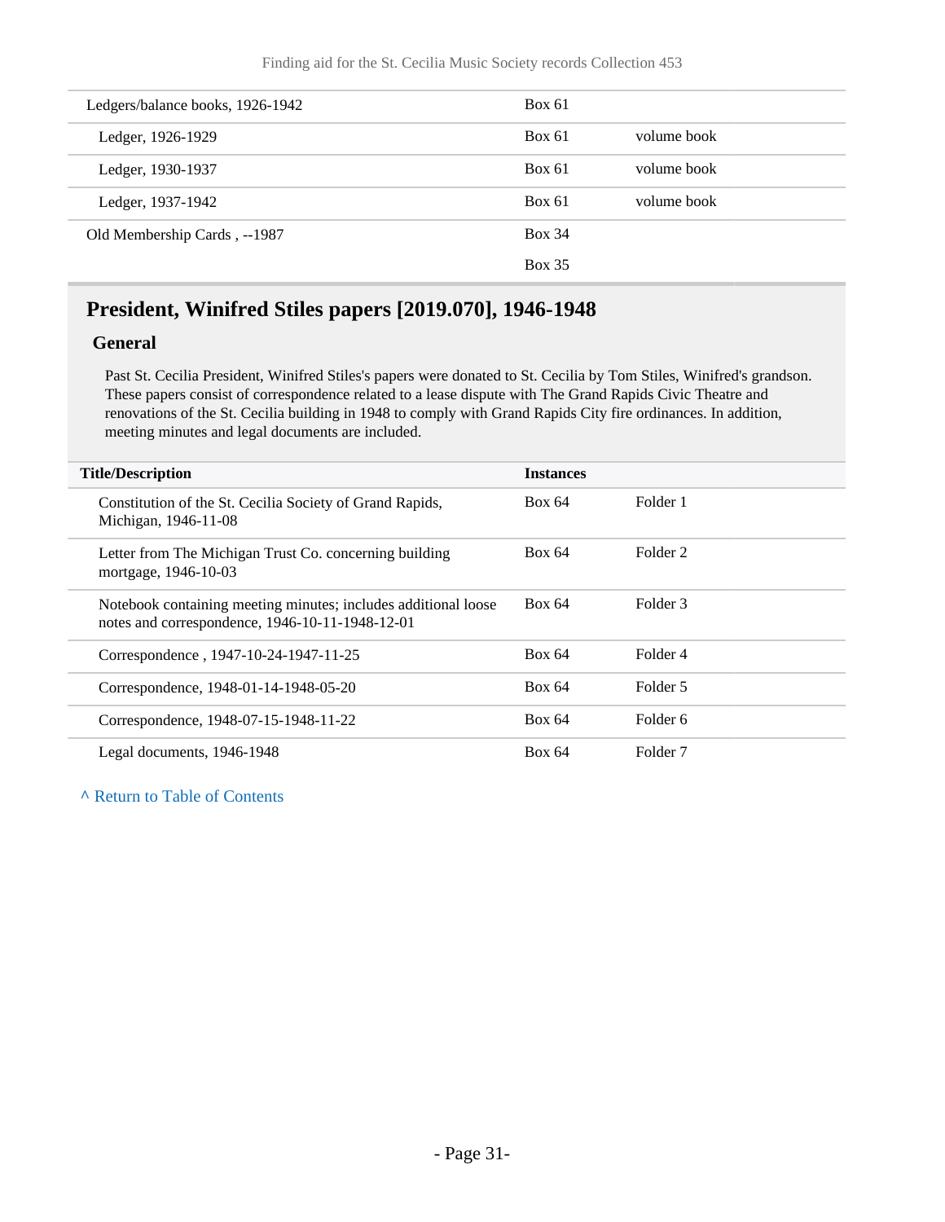| | | |
|---|---|---|
| Ledgers/balance books, 1926-1942 | Box 61 | |
| Ledger, 1926-1929 | Box 61 | volume book |
| Ledger, 1930-1937 | Box 61 | volume book |
| Ledger, 1937-1942 | Box 61 | volume book |
| Old Membership Cards , --1987 | Box 34 | |
| | Box 35 | |

## President, Winifred Stiles papers [2019.070], 1946-1948

### General

Past St. Cecilia President, Winifred Stiles's papers were donated to St. Cecilia by Tom Stiles, Winifred's grandson. These papers consist of correspondence related to a lease dispute with The Grand Rapids Civic Theatre and renovations of the St. Cecilia building in 1948 to comply with Grand Rapids City fire ordinances. In addition, meeting minutes and legal documents are included.

| Title/Description | Instances | |
|---|---|---|
| Constitution of the St. Cecilia Society of Grand Rapids, Michigan, 1946-11-08 | Box 64 | Folder 1 |
| Letter from The Michigan Trust Co. concerning building mortgage, 1946-10-03 | Box 64 | Folder 2 |
| Notebook containing meeting minutes; includes additional loose notes and correspondence, 1946-10-11-1948-12-01 | Box 64 | Folder 3 |
| Correspondence , 1947-10-24-1947-11-25 | Box 64 | Folder 4 |
| Correspondence, 1948-01-14-1948-05-20 | Box 64 | Folder 5 |
| Correspondence, 1948-07-15-1948-11-22 | Box 64 | Folder 6 |
| Legal documents, 1946-1948 | Box 64 | Folder 7 |

^ Return to Table of Contents